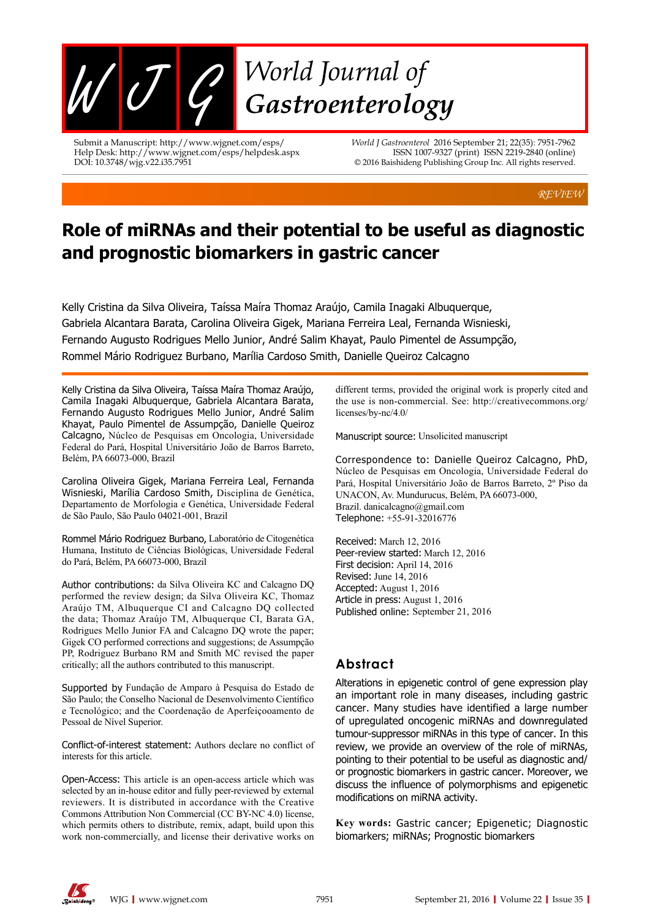REVIEW

# Role of miRNAs and their potential to be useful as diagnostic and prognostic biomarkers in gastric cancer

Kelly Cristina da Silva Oliveira, Taíssa Maíra Thomaz Araújo, Camila Inagaki Albuquerque, Gabriela Alcantara Barata, Carolina Oliveira Gigek, Mariana Ferreira Leal, Fernanda Wisnieski, Fernando Augusto Rodrigues Mello Junior, André Salim Khayat, Paulo Pimentel de Assumpção, Rommel Mário Rodriguez Burbano, Marília Cardoso Smith, Danielle Queiroz Calcagno

Kelly Cristina da Silva Oliveira, Taíssa Maíra Thomaz Araújo, Camila Inagaki Albuquerque, Gabriela Alcantara Barata, Fernando Augusto Rodrigues Mello Junior, André Salim Khayat, Paulo Pimentel de Assumpção, Danielle Queiroz Calcagno, Núcleo de Pesquisas em Oncologia, Universidade Federal do Pará, Hospital Universitário João de Barros Barreto, Belém, PA 66073-000, Brazil

Carolina Oliveira Gigek, Mariana Ferreira Leal, Fernanda Wisnieski, Marília Cardoso Smith, Disciplina de Genética, Departamento de Morfologia e Genética, Universidade Federal de São Paulo, São Paulo 04021-001, Brazil

Rommel Mário Rodriguez Burbano, Laboratório de Citogenética Humana, Instituto de Ciências Biológicas, Universidade Federal do Pará, Belém, PA 66073-000, Brazil

Author contributions: da Silva Oliveira KC and Calcagno DQ performed the review design; da Silva Oliveira KC, Thomaz Araújo TM, Albuquerque CI and Calcagno DQ collected the data; Thomaz Araújo TM, Albuquerque CI, Barata GA, Rodrigues Mello Junior FA and Calcagno DQ wrote the paper; Gigek CO performed corrections and suggestions; de Assumpção PP, Rodriguez Burbano RM and Smith MC revised the paper critically; all the authors contributed to this manuscript.

Supported by Fundação de Amparo à Pesquisa do Estado de São Paulo; the Conselho Nacional de Desenvolvimento Científico e Tecnológico; and the Coordenação de Aperfeiçooamento de Pessoal de Nível Superior.

Conflict-of-interest statement: Authors declare no conflict of interests for this article.

Open-Access: This article is an open-access article which was selected by an in-house editor and fully peer-reviewed by external reviewers. It is distributed in accordance with the Creative Commons Attribution Non Commercial (CC BY-NC 4.0) license, which permits others to distribute, remix, adapt, build upon this work non-commercially, and license their derivative works on different terms, provided the original work is properly cited and the use is non-commercial. See: http://creativecommons.org/licenses/by-nc/4.0/

Manuscript source: Unsolicited manuscript

Correspondence to: Danielle Queiroz Calcagno, PhD, Núcleo de Pesquisas em Oncologia, Universidade Federal do Pará, Hospital Universitário João de Barros Barreto, 2º Piso da UNACON, Av. Mundurucus, Belém, PA 66073-000, Brazil. danicalcagno@gmail.com
Telephone: +55-91-32016776

Received: March 12, 2016
Peer-review started: March 12, 2016
First decision: April 14, 2016
Revised: June 14, 2016
Accepted: August 1, 2016
Article in press: August 1, 2016
Published online: September 21, 2016

## Abstract

Alterations in epigenetic control of gene expression play an important role in many diseases, including gastric cancer. Many studies have identified a large number of upregulated oncogenic miRNAs and downregulated tumour-suppressor miRNAs in this type of cancer. In this review, we provide an overview of the role of miRNAs, pointing to their potential to be useful as diagnostic and/or prognostic biomarkers in gastric cancer. Moreover, we discuss the influence of polymorphisms and epigenetic modifications on miRNA activity.

**Key words:** Gastric cancer; Epigenetic; Diagnostic biomarkers; miRNAs; Prognostic biomarkers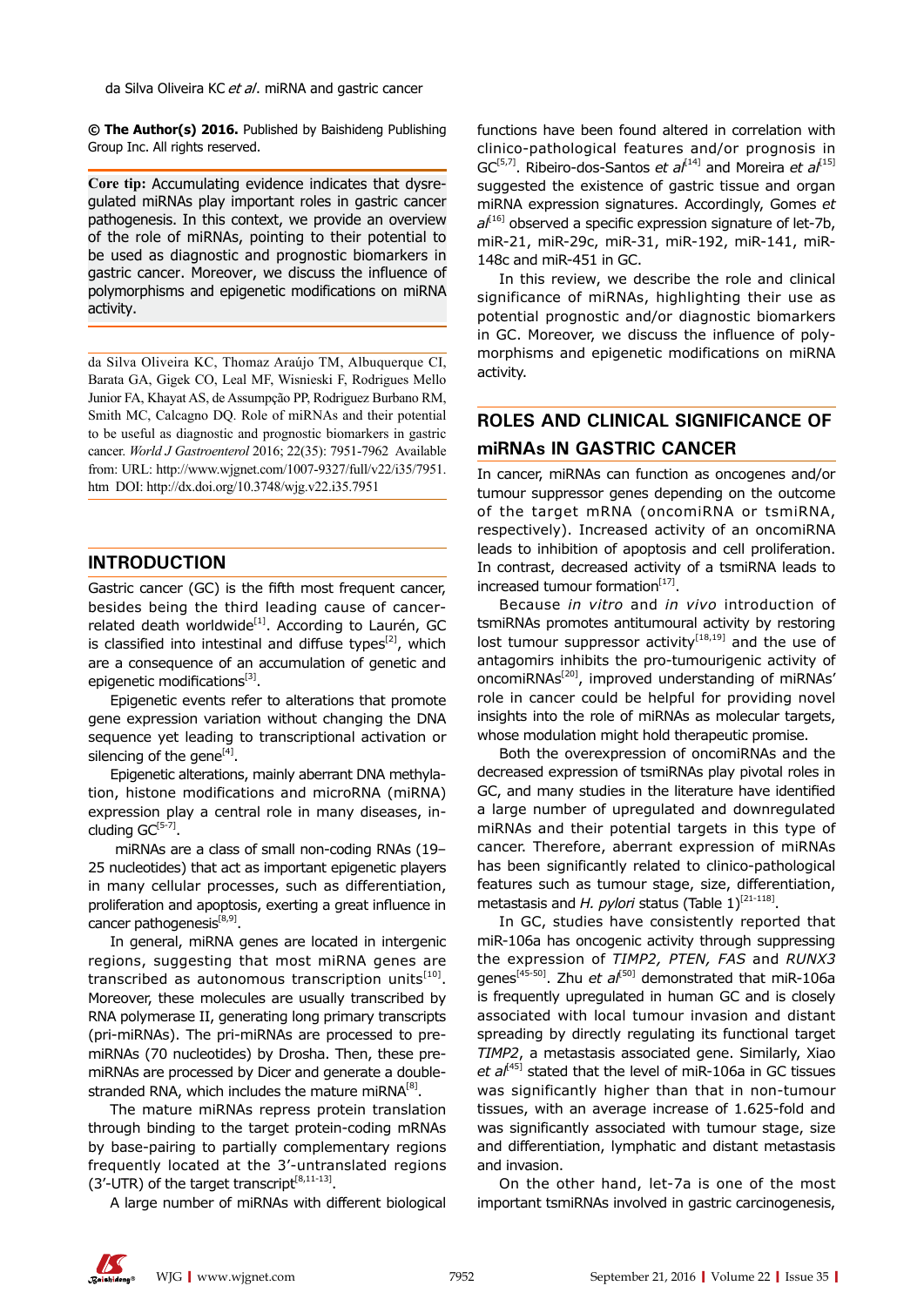**© The Author(s) 2016.** Published by Baishideng Publishing Group Inc. All rights reserved.

**Core tip:** Accumulating evidence indicates that dysregulated miRNAs play important roles in gastric cancer pathogenesis. In this context, we provide an overview of the role of miRNAs, pointing to their potential to be used as diagnostic and prognostic biomarkers in gastric cancer. Moreover, we discuss the influence of polymorphisms and epigenetic modifications on miRNA activity.

da Silva Oliveira KC, Thomaz Araújo TM, Albuquerque CI, Barata GA, Gigek CO, Leal MF, Wisnieski F, Rodrigues Mello Junior FA, Khayat AS, de Assumpção PP, Rodriguez Burbano RM, Smith MC, Calcagno DQ. Role of miRNAs and their potential to be useful as diagnostic and prognostic biomarkers in gastric cancer. *World J Gastroenterol* 2016; 22(35): 7951-7962 Available from: URL: http://www.wjgnet.com/1007-9327/full/v22/i35/7951.htm DOI: http://dx.doi.org/10.3748/wjg.v22.i35.7951

## INTRODUCTION

Gastric cancer (GC) is the fifth most frequent cancer, besides being the third leading cause of cancer-related death worldwide[1]. According to Laurén, GC is classified into intestinal and diffuse types[2], which are a consequence of an accumulation of genetic and epigenetic modifications[3].

Epigenetic events refer to alterations that promote gene expression variation without changing the DNA sequence yet leading to transcriptional activation or silencing of the gene[4].

Epigenetic alterations, mainly aberrant DNA methylation, histone modifications and microRNA (miRNA) expression play a central role in many diseases, including GC[5-7].

miRNAs are a class of small non-coding RNAs (19–25 nucleotides) that act as important epigenetic players in many cellular processes, such as differentiation, proliferation and apoptosis, exerting a great influence in cancer pathogenesis[8,9].

In general, miRNA genes are located in intergenic regions, suggesting that most miRNA genes are transcribed as autonomous transcription units[10]. Moreover, these molecules are usually transcribed by RNA polymerase II, generating long primary transcripts (pri-miRNAs). The pri-miRNAs are processed to pre-miRNAs (70 nucleotides) by Drosha. Then, these pre-miRNAs are processed by Dicer and generate a double-stranded RNA, which includes the mature miRNA[8].

The mature miRNAs repress protein translation through binding to the target protein-coding mRNAs by base-pairing to partially complementary regions frequently located at the 3'-untranslated regions (3'-UTR) of the target transcript[8,11-13].

A large number of miRNAs with different biological functions have been found altered in correlation with clinico-pathological features and/or prognosis in GC[5,7]. Ribeiro-dos-Santos *et al*[14] and Moreira *et al*[15] suggested the existence of gastric tissue and organ miRNA expression signatures. Accordingly, Gomes *et al*[16] observed a specific expression signature of let-7b, miR-21, miR-29c, miR-31, miR-192, miR-141, miR-148c and miR-451 in GC.

In this review, we describe the role and clinical significance of miRNAs, highlighting their use as potential prognostic and/or diagnostic biomarkers in GC. Moreover, we discuss the influence of polymorphisms and epigenetic modifications on miRNA activity.

## ROLES AND CLINICAL SIGNIFICANCE OF miRNAs IN GASTRIC CANCER

In cancer, miRNAs can function as oncogenes and/or tumour suppressor genes depending on the outcome of the target mRNA (oncomiRNA or tsmiRNA, respectively). Increased activity of an oncomiRNA leads to inhibition of apoptosis and cell proliferation. In contrast, decreased activity of a tsmiRNA leads to increased tumour formation[17].

Because *in vitro* and *in vivo* introduction of tsmiRNAs promotes antitumoural activity by restoring lost tumour suppressor activity[18,19] and the use of antagomirs inhibits the pro-tumourigenic activity of oncomiRNAs[20], improved understanding of miRNAs' role in cancer could be helpful for providing novel insights into the role of miRNAs as molecular targets, whose modulation might hold therapeutic promise.

Both the overexpression of oncomiRNAs and the decreased expression of tsmiRNAs play pivotal roles in GC, and many studies in the literature have identified a large number of upregulated and downregulated miRNAs and their potential targets in this type of cancer. Therefore, aberrant expression of miRNAs has been significantly related to clinico-pathological features such as tumour stage, size, differentiation, metastasis and *H. pylori* status (Table 1)[21-118].

In GC, studies have consistently reported that miR-106a has oncogenic activity through suppressing the expression of *TIMP2, PTEN, FAS* and *RUNX3* genes[45-50]. Zhu *et al*[50] demonstrated that miR-106a is frequently upregulated in human GC and is closely associated with local tumour invasion and distant spreading by directly regulating its functional target *TIMP2*, a metastasis associated gene. Similarly, Xiao *et al*[45] stated that the level of miR-106a in GC tissues was significantly higher than that in non-tumour tissues, with an average increase of 1.625-fold and was significantly associated with tumour stage, size and differentiation, lymphatic and distant metastasis and invasion.

On the other hand, let-7a is one of the most important tsmiRNAs involved in gastric carcinogenesis,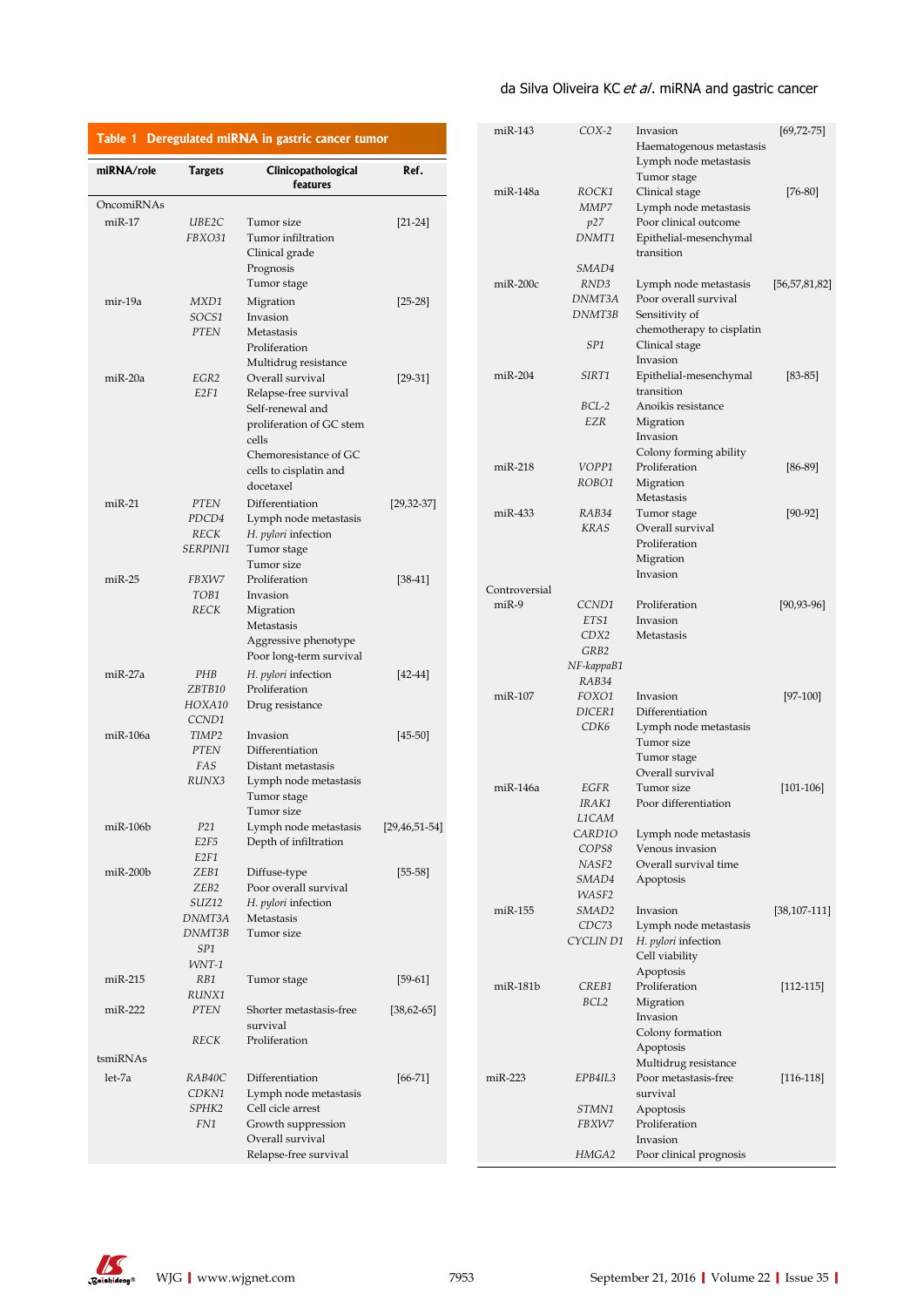**Table 1 Deregulated miRNA in gastric cancer tumor**

| miRNA/role | Targets | Clinicopathological features | Ref. |
|---|---|---|---|
| OncomiRNAs | | | |
| miR-17 | *UBE2C* *FBXO31* | Tumor size, Tumor infiltration, Clinical grade, Prognosis, Tumor stage | [21-24] |
| mir-19a | *MXD1* *SOCS1* *PTEN* | Migration, Invasion, Metastasis, Proliferation, Multidrug resistance | [25-28] |
| miR-20a | *EGR2* *E2F1* | Overall survival, Relapse-free survival, Self-renewal and proliferation of GC stem cells, Chemoresistance of GC cells to cisplatin and docetaxel | [29-31] |
| miR-21 | *PTEN* *PDCD4* *RECK* *SERPINI1* | Differentiation, Lymph node metastasis, *H. pylori* infection, Tumor stage, Tumor size | [29,32-37] |
| miR-25 | *FBXW7* *TOB1* *RECK* | Proliferation, Invasion, Migration, Metastasis, Aggressive phenotype, Poor long-term survival | [38-41] |
| miR-27a | *PHB* *ZBTB10* *HOXA10* *CCND1* | *H. pylori* infection, Proliferation, Drug resistance | [42-44] |
| miR-106a | *TIMP2* *PTEN* *FAS* *RUNX3* | Invasion, Differentiation, Distant metastasis, Lymph node metastasis, Tumor stage, Tumor size | [45-50] |
| miR-106b | *P21* *E2F5* *E2F1* | Lymph node metastasis, Depth of infiltration | [29,46,51-54] |
| miR-200b | *ZEB1* *ZEB2* *SUZ12* *DNMT3A* *DNMT3B* *SP1* *WNT-1* | Diffuse-type, Poor overall survival, *H. pylori* infection, Metastasis, Tumor size | [55-58] |
| miR-215 | *RB1* *RUNX1* | Tumor stage | [59-61] |
| miR-222 | *PTEN* *RECK* | Shorter metastasis-free survival, Proliferation | [38,62-65] |
| tsmiRNAs | | | |
| let-7a | *RAB40C* *CDKN1* *SPHK2* *FN1* | Differentiation, Lymph node metastasis, Cell cicle arrest, Growth suppression, Overall survival, Relapse-free survival | [66-71] |
| miR-143 | *COX-2* | Invasion, Haematogenous metastasis, Lymph node metastasis, Tumor stage | [69,72-75] |
| miR-148a | *ROCK1* *MMP7* *p27* *DNMT1* *SMAD4* | Clinical stage, Lymph node metastasis, Poor clinical outcome, Epithelial-mesenchymal transition | [76-80] |
| miR-200c | *RND3* *DNMT3A* *DNMT3B* *SP1* | Lymph node metastasis, Poor overall survival, Sensitivity of chemotherapy to cisplatin, Clinical stage, Invasion | [56,57,81,82] |
| miR-204 | *SIRT1* *BCL-2* *EZR* | Epithelial-mesenchymal transition, Anoikis resistance, Migration, Invasion, Colony forming ability | [83-85] |
| miR-218 | *VOPP1* *ROBO1* | Proliferation, Migration, Metastasis | [86-89] |
| miR-433 | *RAB34* *KRAS* | Tumor stage, Overall survival, Proliferation, Migration, Invasion | [90-92] |
| Controversial | | | |
| miR-9 | *CCND1* *ETS1* *CDX2* *GRB2* *NF-kappaB1* *RAB34* | Proliferation, Invasion, Metastasis | [90,93-96] |
| miR-107 | *FOXO1* *DICER1* *CDK6* | Invasion, Differentiation, Lymph node metastasis, Tumor size, Tumor stage, Overall survival | [97-100] |
| miR-146a | *EGFR* *IRAK1* *L1CAM* *CARD10* *COPS8* *NASF2* *SMAD4* *WASF2* | Tumor size, Poor differentiation, Lymph node metastasis, Venous invasion, Overall survival time, Apoptosis | [101-106] |
| miR-155 | *SMAD2* *CDC73* *CYCLIN D1* | Invasion, Lymph node metastasis, *H. pylori* infection, Cell viability, Apoptosis | [38,107-111] |
| miR-181b | *CREB1* *BCL2* | Proliferation, Migration, Invasion, Colony formation, Apoptosis, Multidrug resistance | [112-115] |
| miR-223 | *EPB4IL3* *STMN1* *FBXW7* *HMGA2* | Poor metastasis-free survival, Apoptosis, Proliferation, Invasion, Poor clinical prognosis | [116-118] |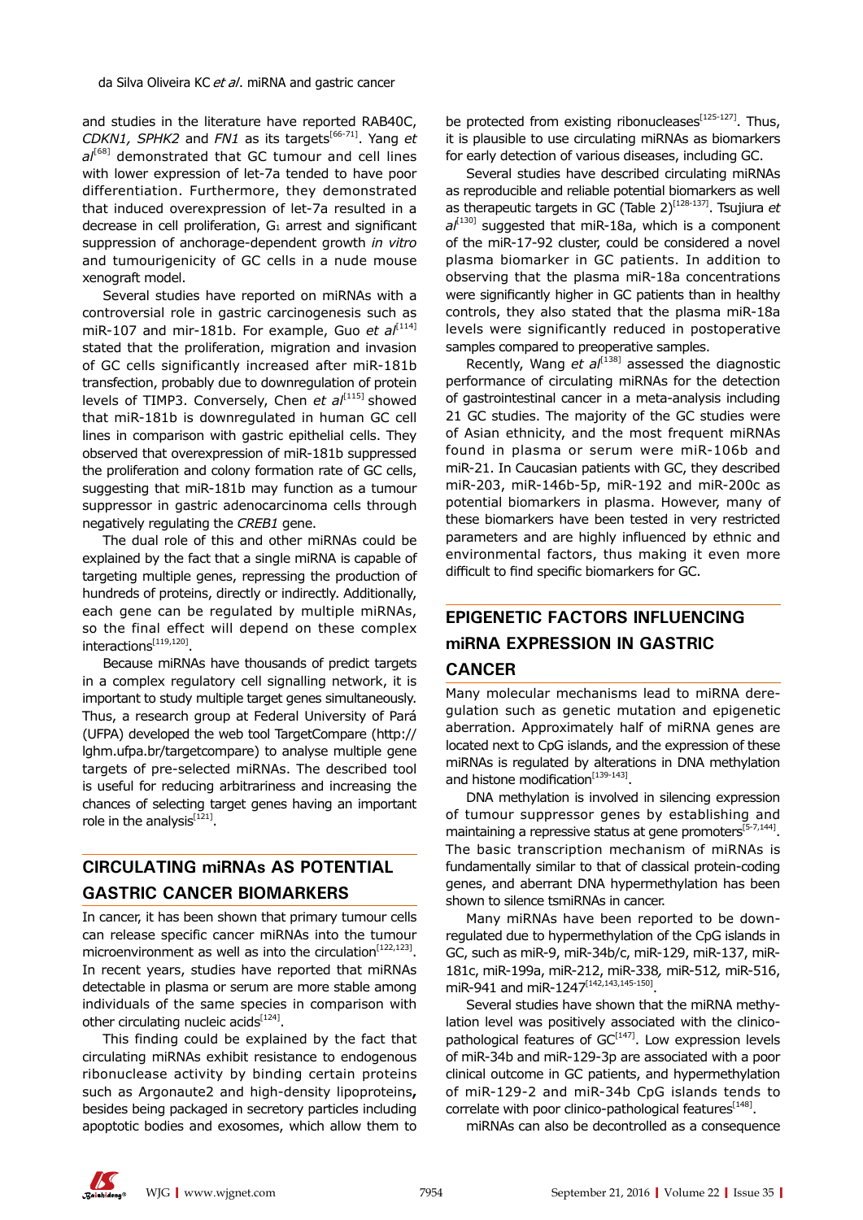and studies in the literature have reported RAB40C, *CDKN1, SPHK2* and *FN1* as its targets[66-71]. Yang *et al*[68] demonstrated that GC tumour and cell lines with lower expression of let-7a tended to have poor differentiation. Furthermore, they demonstrated that induced overexpression of let-7a resulted in a decrease in cell proliferation, $G_1$ arrest and significant suppression of anchorage-dependent growth *in vitro* and tumourigenicity of GC cells in a nude mouse xenograft model.

Several studies have reported on miRNAs with a controversial role in gastric carcinogenesis such as miR-107 and mir-181b. For example, Guo *et al*[114] stated that the proliferation, migration and invasion of GC cells significantly increased after miR-181b transfection, probably due to downregulation of protein levels of TIMP3. Conversely, Chen *et al*[115] showed that miR-181b is downregulated in human GC cell lines in comparison with gastric epithelial cells. They observed that overexpression of miR-181b suppressed the proliferation and colony formation rate of GC cells, suggesting that miR-181b may function as a tumour suppressor in gastric adenocarcinoma cells through negatively regulating the *CREB1* gene.

The dual role of this and other miRNAs could be explained by the fact that a single miRNA is capable of targeting multiple genes, repressing the production of hundreds of proteins, directly or indirectly. Additionally, each gene can be regulated by multiple miRNAs, so the final effect will depend on these complex interactions[119,120].

Because miRNAs have thousands of predict targets in a complex regulatory cell signalling network, it is important to study multiple target genes simultaneously. Thus, a research group at Federal University of Pará (UFPA) developed the web tool TargetCompare (http://lghm.ufpa.br/targetcompare) to analyse multiple gene targets of pre-selected miRNAs. The described tool is useful for reducing arbitrariness and increasing the chances of selecting target genes having an important role in the analysis[121].

## CIRCULATING miRNAs AS POTENTIAL GASTRIC CANCER BIOMARKERS

In cancer, it has been shown that primary tumour cells can release specific cancer miRNAs into the tumour microenvironment as well as into the circulation[122,123]. In recent years, studies have reported that miRNAs detectable in plasma or serum are more stable among individuals of the same species in comparison with other circulating nucleic acids[124].

This finding could be explained by the fact that circulating miRNAs exhibit resistance to endogenous ribonuclease activity by binding certain proteins such as Argonaute2 and high-density lipoproteins**,** besides being packaged in secretory particles including apoptotic bodies and exosomes, which allow them to be protected from existing ribonucleases[125-127]. Thus, it is plausible to use circulating miRNAs as biomarkers for early detection of various diseases, including GC.

Several studies have described circulating miRNAs as reproducible and reliable potential biomarkers as well as therapeutic targets in GC (Table 2)[128-137]. Tsujiura *et al*[130] suggested that miR-18a, which is a component of the miR-17-92 cluster, could be considered a novel plasma biomarker in GC patients. In addition to observing that the plasma miR-18a concentrations were significantly higher in GC patients than in healthy controls, they also stated that the plasma miR-18a levels were significantly reduced in postoperative samples compared to preoperative samples.

Recently, Wang *et al*[138] assessed the diagnostic performance of circulating miRNAs for the detection of gastrointestinal cancer in a meta-analysis including 21 GC studies. The majority of the GC studies were of Asian ethnicity, and the most frequent miRNAs found in plasma or serum were miR-106b and miR-21. In Caucasian patients with GC, they described miR-203, miR-146b-5p, miR-192 and miR-200c as potential biomarkers in plasma. However, many of these biomarkers have been tested in very restricted parameters and are highly influenced by ethnic and environmental factors, thus making it even more difficult to find specific biomarkers for GC.

## EPIGENETIC FACTORS INFLUENCING miRNA EXPRESSION IN GASTRIC CANCER

Many molecular mechanisms lead to miRNA deregulation such as genetic mutation and epigenetic aberration. Approximately half of miRNA genes are located next to CpG islands, and the expression of these miRNAs is regulated by alterations in DNA methylation and histone modification[139-143].

DNA methylation is involved in silencing expression of tumour suppressor genes by establishing and maintaining a repressive status at gene promoters[5-7,144]. The basic transcription mechanism of miRNAs is fundamentally similar to that of classical protein-coding genes, and aberrant DNA hypermethylation has been shown to silence tsmiRNAs in cancer.

Many miRNAs have been reported to be downregulated due to hypermethylation of the CpG islands in GC, such as miR-9, miR-34b/c, miR-129, miR-137, miR-181c, miR-199a, miR-212, miR-338*,* miR-512*,* miR-516, miR-941 and miR-1247[142,143,145-150].

Several studies have shown that the miRNA methylation level was positively associated with the clinicopathological features of GC[147]. Low expression levels of miR-34b and miR-129-3p are associated with a poor clinical outcome in GC patients, and hypermethylation of miR-129-2 and miR-34b CpG islands tends to correlate with poor clinico-pathological features[148].

miRNAs can also be decontrolled as a consequence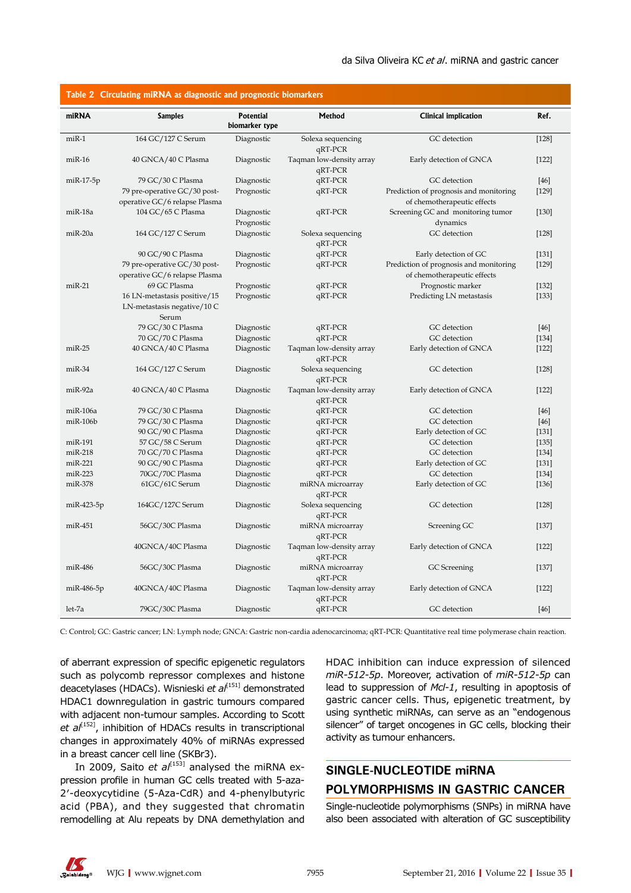**Table 2 Circulating miRNA as diagnostic and prognostic biomarkers**

| miRNA | Samples | Potential biomarker type | Method | Clinical implication | Ref. |
|---|---|---|---|---|---|
| miR-1 | 164 GC/127 C Serum | Diagnostic | Solexa sequencing qRT-PCR | GC detection | [128] |
| miR-16 | 40 GNCA/40 C Plasma | Diagnostic | Taqman low-density array qRT-PCR | Early detection of GNCA | [122] |
| miR-17-5p | 79 GC/30 C Plasma | Diagnostic | qRT-PCR | GC detection | [46] |
| | 79 pre-operative GC/30 post-operative GC/6 relapse Plasma | Prognostic | qRT-PCR | Prediction of prognosis and monitoring of chemotherapeutic effects | [129] |
| miR-18a | 104 GC/65 C Plasma | Diagnostic Prognostic | qRT-PCR | Screening GC and monitoring tumor dynamics | [130] |
| miR-20a | 164 GC/127 C Serum | Diagnostic | Solexa sequencing qRT-PCR | GC detection | [128] |
| | 90 GC/90 C Plasma | Diagnostic | qRT-PCR | Early detection of GC | [131] |
| | 79 pre-operative GC/30 post-operative GC/6 relapse Plasma | Prognostic | qRT-PCR | Prediction of prognosis and monitoring of chemotherapeutic effects | [129] |
| miR-21 | 69 GC Plasma | Prognostic | qRT-PCR | Prognostic marker | [132] |
| | 16 LN-metastasis positive/15 LN-metastasis negative/10 C Serum | Prognostic | qRT-PCR | Predicting LN metastasis | [133] |
| | 79 GC/30 C Plasma | Diagnostic | qRT-PCR | GC detection | [46] |
| | 70 GC/70 C Plasma | Diagnostic | qRT-PCR | GC detection | [134] |
| miR-25 | 40 GNCA/40 C Plasma | Diagnostic | Taqman low-density array qRT-PCR | Early detection of GNCA | [122] |
| miR-34 | 164 GC/127 C Serum | Diagnostic | Solexa sequencing qRT-PCR | GC detection | [128] |
| miR-92a | 40 GNCA/40 C Plasma | Diagnostic | Taqman low-density array qRT-PCR | Early detection of GNCA | [122] |
| miR-106a | 79 GC/30 C Plasma | Diagnostic | qRT-PCR | GC detection | [46] |
| miR-106b | 79 GC/30 C Plasma | Diagnostic | qRT-PCR | GC detection | [46] |
| | 90 GC/90 C Plasma | Diagnostic | qRT-PCR | Early detection of GC | [131] |
| miR-191 | 57 GC/58 C Serum | Diagnostic | qRT-PCR | GC detection | [135] |
| miR-218 | 70 GC/70 C Plasma | Diagnostic | qRT-PCR | GC detection | [134] |
| miR-221 | 90 GC/90 C Plasma | Diagnostic | qRT-PCR | Early detection of GC | [131] |
| miR-223 | 70GC/70C Plasma | Diagnostic | qRT-PCR | GC detection | [134] |
| miR-378 | 61GC/61C Serum | Diagnostic | miRNA microarray qRT-PCR | Early detection of GC | [136] |
| miR-423-5p | 164GC/127C Serum | Diagnostic | Solexa sequencing qRT-PCR | GC detection | [128] |
| miR-451 | 56GC/30C Plasma | Diagnostic | miRNA microarray qRT-PCR | Screening GC | [137] |
| | 40GNCA/40C Plasma | Diagnostic | Taqman low-density array qRT-PCR | Early detection of GNCA | [122] |
| miR-486 | 56GC/30C Plasma | Diagnostic | miRNA microarray qRT-PCR | GC Screening | [137] |
| miR-486-5p | 40GNCA/40C Plasma | Diagnostic | Taqman low-density array qRT-PCR | Early detection of GNCA | [122] |
| let-7a | 79GC/30C Plasma | Diagnostic | qRT-PCR | GC detection | [46] |

C: Control; GC: Gastric cancer; LN: Lymph node; GNCA: Gastric non-cardia adenocarcinoma; qRT-PCR: Quantitative real time polymerase chain reaction.

of aberrant expression of specific epigenetic regulators such as polycomb repressor complexes and histone deacetylases (HDACs). Wisnieski *et al*[151] demonstrated HDAC1 downregulation in gastric tumours compared with adjacent non-tumour samples. According to Scott *et al*[152], inhibition of HDACs results in transcriptional changes in approximately 40% of miRNAs expressed in a breast cancer cell line (SKBr3).

In 2009, Saito *et al*[153] analysed the miRNA expression profile in human GC cells treated with 5-aza-2'-deoxycytidine (5-Aza-CdR) and 4-phenylbutyric acid (PBA), and they suggested that chromatin remodelling at Alu repeats by DNA demethylation and HDAC inhibition can induce expression of silenced *miR-512-5p*. Moreover, activation of *miR-512-5p* can lead to suppression of *Mcl-1*, resulting in apoptosis of gastric cancer cells. Thus, epigenetic treatment, by using synthetic miRNAs, can serve as an "endogenous silencer" of target oncogenes in GC cells, blocking their activity as tumour enhancers.

## SINGLE-NUCLEOTIDE miRNA POLYMORPHISMS IN GASTRIC CANCER

Single-nucleotide polymorphisms (SNPs) in miRNA have also been associated with alteration of GC susceptibility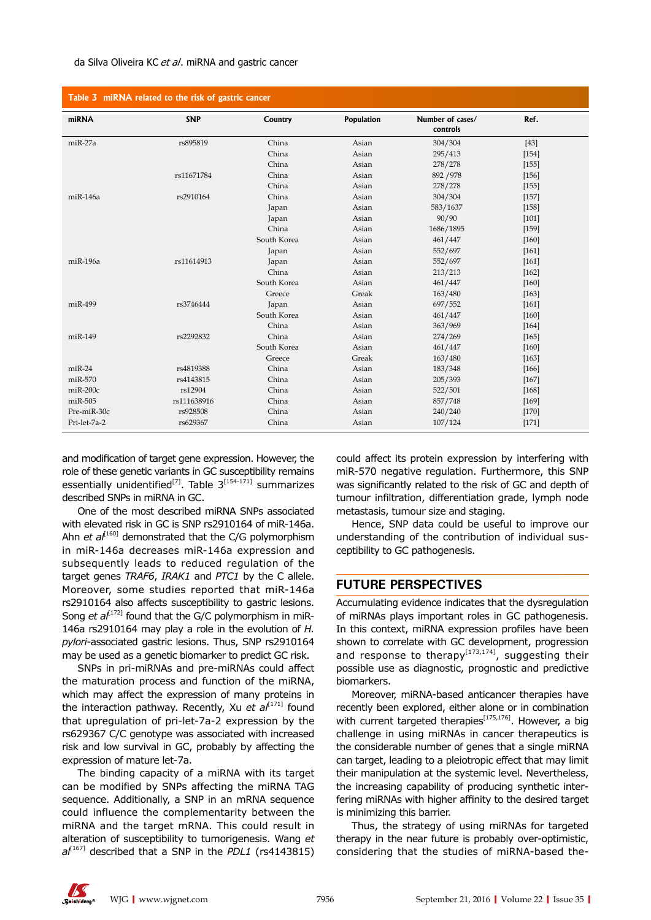**Table 3 miRNA related to the risk of gastric cancer**

| miRNA | SNP | Country | Population | Number of cases/ controls | Ref. |
|---|---|---|---|---|---|
| miR-27a | rs895819 | China | Asian | 304/304 | [43] |
| | | China | Asian | 295/413 | [154] |
| | | China | Asian | 278/278 | [155] |
| | rs11671784 | China | Asian | 892 /978 | [156] |
| | | China | Asian | 278/278 | [155] |
| miR-146a | rs2910164 | China | Asian | 304/304 | [157] |
| | | Japan | Asian | 583/1637 | [158] |
| | | Japan | Asian | 90/90 | [101] |
| | | China | Asian | 1686/1895 | [159] |
| | | South Korea | Asian | 461/447 | [160] |
| | | Japan | Asian | 552/697 | [161] |
| miR-196a | rs11614913 | Japan | Asian | 552/697 | [161] |
| | | China | Asian | 213/213 | [162] |
| | | South Korea | Asian | 461/447 | [160] |
| | | Greece | Greak | 163/480 | [163] |
| miR-499 | rs3746444 | Japan | Asian | 697/552 | [161] |
| | | South Korea | Asian | 461/447 | [160] |
| | | China | Asian | 363/969 | [164] |
| miR-149 | rs2292832 | China | Asian | 274/269 | [165] |
| | | South Korea | Asian | 461/447 | [160] |
| | | Greece | Greak | 163/480 | [163] |
| miR-24 | rs4819388 | China | Asian | 183/348 | [166] |
| miR-570 | rs4143815 | China | Asian | 205/393 | [167] |
| miR-200c | rs12904 | China | Asian | 522/501 | [168] |
| miR-505 | rs111638916 | China | Asian | 857/748 | [169] |
| Pre-miR-30c | rs928508 | China | Asian | 240/240 | [170] |
| Pri-let-7a-2 | rs629367 | China | Asian | 107/124 | [171] |

and modification of target gene expression. However, the role of these genetic variants in GC susceptibility remains essentially unidentified[7]. Table 3[154-171] summarizes described SNPs in miRNA in GC.

One of the most described miRNA SNPs associated with elevated risk in GC is SNP rs2910164 of miR-146a. Ahn *et al*[160] demonstrated that the C/G polymorphism in miR-146a decreases miR-146a expression and subsequently leads to reduced regulation of the target genes *TRAF6*, *IRAK1* and *PTC1* by the C allele. Moreover, some studies reported that miR-146a rs2910164 also affects susceptibility to gastric lesions. Song *et al*[172] found that the G/C polymorphism in miR-146a rs2910164 may play a role in the evolution of *H. pylori*-associated gastric lesions. Thus, SNP rs2910164 may be used as a genetic biomarker to predict GC risk.

SNPs in pri-miRNAs and pre-miRNAs could affect the maturation process and function of the miRNA, which may affect the expression of many proteins in the interaction pathway. Recently, Xu *et al*[171] found that upregulation of pri-let-7a-2 expression by the rs629367 C/C genotype was associated with increased risk and low survival in GC, probably by affecting the expression of mature let-7a.

The binding capacity of a miRNA with its target can be modified by SNPs affecting the miRNA TAG sequence. Additionally, a SNP in an mRNA sequence could influence the complementarity between the miRNA and the target mRNA. This could result in alteration of susceptibility to tumorigenesis. Wang *et al*[167] described that a SNP in the *PDL1* (rs4143815) could affect its protein expression by interfering with miR-570 negative regulation. Furthermore, this SNP was significantly related to the risk of GC and depth of tumour infiltration, differentiation grade, lymph node metastasis, tumour size and staging.

Hence, SNP data could be useful to improve our understanding of the contribution of individual susceptibility to GC pathogenesis.

## FUTURE PERSPECTIVES

Accumulating evidence indicates that the dysregulation of miRNAs plays important roles in GC pathogenesis. In this context, miRNA expression profiles have been shown to correlate with GC development, progression and response to therapy[173,174], suggesting their possible use as diagnostic, prognostic and predictive biomarkers.

Moreover, miRNA-based anticancer therapies have recently been explored, either alone or in combination with current targeted therapies[175,176]. However, a big challenge in using miRNAs in cancer therapeutics is the considerable number of genes that a single miRNA can target, leading to a pleiotropic effect that may limit their manipulation at the systemic level. Nevertheless, the increasing capability of producing synthetic interfering miRNAs with higher affinity to the desired target is minimizing this barrier.

Thus, the strategy of using miRNAs for targeted therapy in the near future is probably over-optimistic, considering that the studies of miRNA-based the-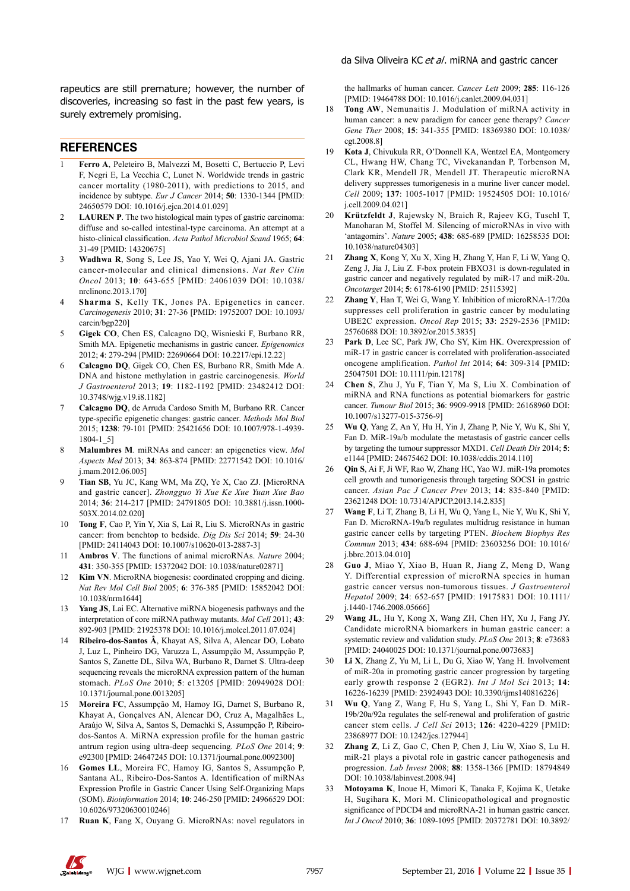rapeutics are still premature; however, the number of discoveries, increasing so fast in the past few years, is surely extremely promising.

## REFERENCES

1. **Ferro A**, Peleteiro B, Malvezzi M, Bosetti C, Bertuccio P, Levi F, Negri E, La Vecchia C, Lunet N. Worldwide trends in gastric cancer mortality (1980-2011), with predictions to 2015, and incidence by subtype. *Eur J Cancer* 2014; **50**: 1330-1344 [PMID: 24650579 DOI: 10.1016/j.ejca.2014.01.029]
2. **LAUREN P**. The two histological main types of gastric carcinoma: diffuse and so-called intestinal-type carcinoma. An attempt at a histo-clinical classification. *Acta Pathol Microbiol Scand* 1965; **64**: 31-49 [PMID: 14320675]
3. **Wadhwa R**, Song S, Lee JS, Yao Y, Wei Q, Ajani JA. Gastric cancer-molecular and clinical dimensions. *Nat Rev Clin Oncol* 2013; **10**: 643-655 [PMID: 24061039 DOI: 10.1038/nrclinonc.2013.170]
4. **Sharma S**, Kelly TK, Jones PA. Epigenetics in cancer. *Carcinogenesis* 2010; **31**: 27-36 [PMID: 19752007 DOI: 10.1093/carcin/bgp220]
5. **Gigek CO**, Chen ES, Calcagno DQ, Wisnieski F, Burbano RR, Smith MA. Epigenetic mechanisms in gastric cancer. *Epigenomics* 2012; **4**: 279-294 [PMID: 22690664 DOI: 10.2217/epi.12.22]
6. **Calcagno DQ**, Gigek CO, Chen ES, Burbano RR, Smith Mde A. DNA and histone methylation in gastric carcinogenesis. *World J Gastroenterol* 2013; **19**: 1182-1192 [PMID: 23482412 DOI: 10.3748/wjg.v19.i8.1182]
7. **Calcagno DQ**, de Arruda Cardoso Smith M, Burbano RR. Cancer type-specific epigenetic changes: gastric cancer. *Methods Mol Biol* 2015; **1238**: 79-101 [PMID: 25421656 DOI: 10.1007/978-1-4939-1804-1_5]
8. **Malumbres M**. miRNAs and cancer: an epigenetics view. *Mol Aspects Med* 2013; **34**: 863-874 [PMID: 22771542 DOI: 10.1016/j.mam.2012.06.005]
9. **Tian SB**, Yu JC, Kang WM, Ma ZQ, Ye X, Cao ZJ. [MicroRNA and gastric cancer]. *Zhongguo Yi Xue Ke Xue Yuan Xue Bao* 2014; **36**: 214-217 [PMID: 24791805 DOI: 10.3881/j.issn.1000-503X.2014.02.020]
10. **Tong F**, Cao P, Yin Y, Xia S, Lai R, Liu S. MicroRNAs in gastric cancer: from benchtop to bedside. *Dig Dis Sci* 2014; **59**: 24-30 [PMID: 24114043 DOI: 10.1007/s10620-013-2887-3]
11. **Ambros V**. The functions of animal microRNAs. *Nature* 2004; **431**: 350-355 [PMID: 15372042 DOI: 10.1038/nature02871]
12. **Kim VN**. MicroRNA biogenesis: coordinated cropping and dicing. *Nat Rev Mol Cell Biol* 2005; **6**: 376-385 [PMID: 15852042 DOI: 10.1038/nrm1644]
13. **Yang JS**, Lai EC. Alternative miRNA biogenesis pathways and the interpretation of core miRNA pathway mutants. *Mol Cell* 2011; **43**: 892-903 [PMID: 21925378 DOI: 10.1016/j.molcel.2011.07.024]
14. **Ribeiro-dos-Santos Â**, Khayat AS, Silva A, Alencar DO, Lobato J, Luz L, Pinheiro DG, Varuzza L, Assumpção M, Assumpção P, Santos S, Zanette DL, Silva WA, Burbano R, Darnet S. Ultra-deep sequencing reveals the microRNA expression pattern of the human stomach. *PLoS One* 2010; **5**: e13205 [PMID: 20949028 DOI: 10.1371/journal.pone.0013205]
15. **Moreira FC**, Assumpção M, Hamoy IG, Darnet S, Burbano R, Khayat A, Gonçalves AN, Alencar DO, Cruz A, Magalhães L, Araújo W, Silva A, Santos S, Demachki S, Assumpção P, Ribeiro-dos-Santos A. MiRNA expression profile for the human gastric antrum region using ultra-deep sequencing. *PLoS One* 2014; **9**: e92300 [PMID: 24647245 DOI: 10.1371/journal.pone.0092300]
16. **Gomes LL**, Moreira FC, Hamoy IG, Santos S, Assumpção P, Santana AL, Ribeiro-Dos-Santos A. Identification of miRNAs Expression Profile in Gastric Cancer Using Self-Organizing Maps (SOM). *Bioinformation* 2014; **10**: 246-250 [PMID: 24966529 DOI: 10.6026/97320630010246]
17. **Ruan K**, Fang X, Ouyang G. MicroRNAs: novel regulators in the hallmarks of human cancer. *Cancer Lett* 2009; **285**: 116-126 [PMID: 19464788 DOI: 10.1016/j.canlet.2009.04.031]
18. **Tong AW**, Nemunaitis J. Modulation of miRNA activity in human cancer: a new paradigm for cancer gene therapy? *Cancer Gene Ther* 2008; **15**: 341-355 [PMID: 18369380 DOI: 10.1038/cgt.2008.8]
19. **Kota J**, Chivukula RR, O'Donnell KA, Wentzel EA, Montgomery CL, Hwang HW, Chang TC, Vivekanandan P, Torbenson M, Clark KR, Mendell JR, Mendell JT. Therapeutic microRNA delivery suppresses tumorigenesis in a murine liver cancer model. *Cell* 2009; **137**: 1005-1017 [PMID: 19524505 DOI: 10.1016/j.cell.2009.04.021]
20. **Krützfeldt J**, Rajewsky N, Braich R, Rajeev KG, Tuschl T, Manoharan M, Stoffel M. Silencing of microRNAs in vivo with 'antagomirs'. *Nature* 2005; **438**: 685-689 [PMID: 16258535 DOI: 10.1038/nature04303]
21. **Zhang X**, Kong Y, Xu X, Xing H, Zhang Y, Han F, Li W, Yang Q, Zeng J, Jia J, Liu Z. F-box protein FBXO31 is down-regulated in gastric cancer and negatively regulated by miR-17 and miR-20a. *Oncotarget* 2014; **5**: 6178-6190 [PMID: 25115392]
22. **Zhang Y**, Han T, Wei G, Wang Y. Inhibition of microRNA-17/20a suppresses cell proliferation in gastric cancer by modulating UBE2C expression. *Oncol Rep* 2015; **33**: 2529-2536 [PMID: 25760688 DOI: 10.3892/or.2015.3835]
23. **Park D**, Lee SC, Park JW, Cho SY, Kim HK. Overexpression of miR-17 in gastric cancer is correlated with proliferation-associated oncogene amplification. *Pathol Int* 2014; **64**: 309-314 [PMID: 25047501 DOI: 10.1111/pin.12178]
24. **Chen S**, Zhu J, Yu F, Tian Y, Ma S, Liu X. Combination of miRNA and RNA functions as potential biomarkers for gastric cancer. *Tumour Biol* 2015; **36**: 9909-9918 [PMID: 26168960 DOI: 10.1007/s13277-015-3756-9]
25. **Wu Q**, Yang Z, An Y, Hu H, Yin J, Zhang P, Nie Y, Wu K, Shi Y, Fan D. MiR-19a/b modulate the metastasis of gastric cancer cells by targeting the tumour suppressor MXD1. *Cell Death Dis* 2014; **5**: e1144 [PMID: 24675462 DOI: 10.1038/cddis.2014.110]
26. **Qin S**, Ai F, Ji WF, Rao W, Zhang HC, Yao WJ. miR-19a promotes cell growth and tumorigenesis through targeting SOCS1 in gastric cancer. *Asian Pac J Cancer Prev* 2013; **14**: 835-840 [PMID: 23621248 DOI: 10.7314/APJCP.2013.14.2.835]
27. **Wang F**, Li T, Zhang B, Li H, Wu Q, Yang L, Nie Y, Wu K, Shi Y, Fan D. MicroRNA-19a/b regulates multidrug resistance in human gastric cancer cells by targeting PTEN. *Biochem Biophys Res Commun* 2013; **434**: 688-694 [PMID: 23603256 DOI: 10.1016/j.bbrc.2013.04.010]
28. **Guo J**, Miao Y, Xiao B, Huan R, Jiang Z, Meng D, Wang Y. Differential expression of microRNA species in human gastric cancer versus non-tumorous tissues. *J Gastroenterol Hepatol* 2009; **24**: 652-657 [PMID: 19175831 DOI: 10.1111/j.1440-1746.2008.05666]
29. **Wang JL**, Hu Y, Kong X, Wang ZH, Chen HY, Xu J, Fang JY. Candidate microRNA biomarkers in human gastric cancer: a systematic review and validation study. *PLoS One* 2013; **8**: e73683 [PMID: 24040025 DOI: 10.1371/journal.pone.0073683]
30. **Li X**, Zhang Z, Yu M, Li L, Du G, Xiao W, Yang H. Involvement of miR-20a in promoting gastric cancer progression by targeting early growth response 2 (EGR2). *Int J Mol Sci* 2013; **14**: 16226-16239 [PMID: 23924943 DOI: 10.3390/ijms140816226]
31. **Wu Q**, Yang Z, Wang F, Hu S, Yang L, Shi Y, Fan D. MiR-19b/20a/92a regulates the self-renewal and proliferation of gastric cancer stem cells. *J Cell Sci* 2013; **126**: 4220-4229 [PMID: 23868977 DOI: 10.1242/jcs.127944]
32. **Zhang Z**, Li Z, Gao C, Chen P, Chen J, Liu W, Xiao S, Lu H. miR-21 plays a pivotal role in gastric cancer pathogenesis and progression. *Lab Invest* 2008; **88**: 1358-1366 [PMID: 18794849 DOI: 10.1038/labinvest.2008.94]
33. **Motoyama K**, Inoue H, Mimori K, Tanaka F, Kojima K, Uetake H, Sugihara K, Mori M. Clinicopathological and prognostic significance of PDCD4 and microRNA-21 in human gastric cancer. *Int J Oncol* 2010; **36**: 1089-1095 [PMID: 20372781 DOI: 10.3892/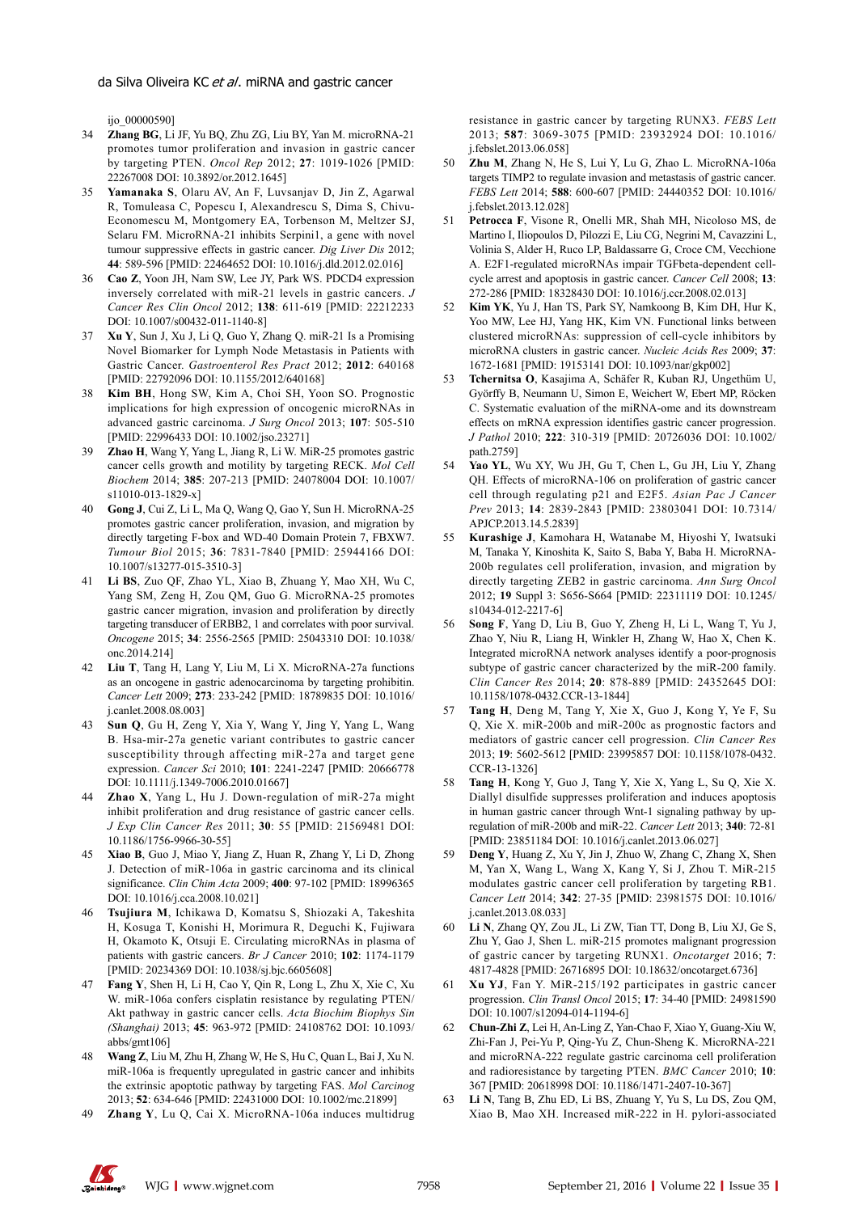ijo_00000590]

34 **Zhang BG**, Li JF, Yu BQ, Zhu ZG, Liu BY, Yan M. microRNA-21 promotes tumor proliferation and invasion in gastric cancer by targeting PTEN. *Oncol Rep* 2012; **27**: 1019-1026 [PMID: 22267008 DOI: 10.3892/or.2012.1645]

35 **Yamanaka S**, Olaru AV, An F, Luvsanjav D, Jin Z, Agarwal R, Tomuleasa C, Popescu I, Alexandrescu S, Dima S, Chivu-Economescu M, Montgomery EA, Torbenson M, Meltzer SJ, Selaru FM. MicroRNA-21 inhibits Serpini1, a gene with novel tumour suppressive effects in gastric cancer. *Dig Liver Dis* 2012; **44**: 589-596 [PMID: 22464652 DOI: 10.1016/j.dld.2012.02.016]

36 **Cao Z**, Yoon JH, Nam SW, Lee JY, Park WS. PDCD4 expression inversely correlated with miR-21 levels in gastric cancers. *J Cancer Res Clin Oncol* 2012; **138**: 611-619 [PMID: 22212233 DOI: 10.1007/s00432-011-1140-8]

37 **Xu Y**, Sun J, Xu J, Li Q, Guo Y, Zhang Q. miR-21 Is a Promising Novel Biomarker for Lymph Node Metastasis in Patients with Gastric Cancer. *Gastroenterol Res Pract* 2012; **2012**: 640168 [PMID: 22792096 DOI: 10.1155/2012/640168]

38 **Kim BH**, Hong SW, Kim A, Choi SH, Yoon SO. Prognostic implications for high expression of oncogenic microRNAs in advanced gastric carcinoma. *J Surg Oncol* 2013; **107**: 505-510 [PMID: 22996433 DOI: 10.1002/jso.23271]

39 **Zhao H**, Wang Y, Yang L, Jiang R, Li W. MiR-25 promotes gastric cancer cells growth and motility by targeting RECK. *Mol Cell Biochem* 2014; **385**: 207-213 [PMID: 24078004 DOI: 10.1007/s11010-013-1829-x]

40 **Gong J**, Cui Z, Li L, Ma Q, Wang Q, Gao Y, Sun H. MicroRNA-25 promotes gastric cancer proliferation, invasion, and migration by directly targeting F-box and WD-40 Domain Protein 7, FBXW7. *Tumour Biol* 2015; **36**: 7831-7840 [PMID: 25944166 DOI: 10.1007/s13277-015-3510-3]

41 **Li BS**, Zuo QF, Zhao YL, Xiao B, Zhuang Y, Mao XH, Wu C, Yang SM, Zeng H, Zou QM, Guo G. MicroRNA-25 promotes gastric cancer migration, invasion and proliferation by directly targeting transducer of ERBB2, 1 and correlates with poor survival. *Oncogene* 2015; **34**: 2556-2565 [PMID: 25043310 DOI: 10.1038/onc.2014.214]

42 **Liu T**, Tang H, Lang Y, Liu M, Li X. MicroRNA-27a functions as an oncogene in gastric adenocarcinoma by targeting prohibitin. *Cancer Lett* 2009; **273**: 233-242 [PMID: 18789835 DOI: 10.1016/j.canlet.2008.08.003]

43 **Sun Q**, Gu H, Zeng Y, Xia Y, Wang Y, Jing Y, Yang L, Wang B. Hsa-mir-27a genetic variant contributes to gastric cancer susceptibility through affecting miR-27a and target gene expression. *Cancer Sci* 2010; **101**: 2241-2247 [PMID: 20666778 DOI: 10.1111/j.1349-7006.2010.01667]

44 **Zhao X**, Yang L, Hu J. Down-regulation of miR-27a might inhibit proliferation and drug resistance of gastric cancer cells. *J Exp Clin Cancer Res* 2011; **30**: 55 [PMID: 21569481 DOI: 10.1186/1756-9966-30-55]

45 **Xiao B**, Guo J, Miao Y, Jiang Z, Huan R, Zhang Y, Li D, Zhong J. Detection of miR-106a in gastric carcinoma and its clinical significance. *Clin Chim Acta* 2009; **400**: 97-102 [PMID: 18996365 DOI: 10.1016/j.cca.2008.10.021]

46 **Tsujiura M**, Ichikawa D, Komatsu S, Shiozaki A, Takeshita H, Kosuga T, Konishi H, Morimura R, Deguchi K, Fujiwara H, Okamoto K, Otsuji E. Circulating microRNAs in plasma of patients with gastric cancers. *Br J Cancer* 2010; **102**: 1174-1179 [PMID: 20234369 DOI: 10.1038/sj.bjc.6605608]

47 **Fang Y**, Shen H, Li H, Cao Y, Qin R, Long L, Zhu X, Xie C, Xu W. miR-106a confers cisplatin resistance by regulating PTEN/Akt pathway in gastric cancer cells. *Acta Biochim Biophys Sin (Shanghai)* 2013; **45**: 963-972 [PMID: 24108762 DOI: 10.1093/abbs/gmt106]

48 **Wang Z**, Liu M, Zhu H, Zhang W, He S, Hu C, Quan L, Bai J, Xu N. miR-106a is frequently upregulated in gastric cancer and inhibits the extrinsic apoptotic pathway by targeting FAS. *Mol Carcinog* 2013; **52**: 634-646 [PMID: 22431000 DOI: 10.1002/mc.21899]

49 **Zhang Y**, Lu Q, Cai X. MicroRNA-106a induces multidrug resistance in gastric cancer by targeting RUNX3. *FEBS Lett* 2013; **587**: 3069-3075 [PMID: 23932924 DOI: 10.1016/j.febslet.2013.06.058]

50 **Zhu M**, Zhang N, He S, Lui Y, Lu G, Zhao L. MicroRNA-106a targets TIMP2 to regulate invasion and metastasis of gastric cancer. *FEBS Lett* 2014; **588**: 600-607 [PMID: 24440352 DOI: 10.1016/j.febslet.2013.12.028]

51 **Petrocca F**, Visone R, Onelli MR, Shah MH, Nicoloso MS, de Martino I, Iliopoulos D, Pilozzi E, Liu CG, Negrini M, Cavazzini L, Volinia S, Alder H, Ruco LP, Baldassarre G, Croce CM, Vecchione A. E2F1-regulated microRNAs impair TGFbeta-dependent cell-cycle arrest and apoptosis in gastric cancer. *Cancer Cell* 2008; **13**: 272-286 [PMID: 18328430 DOI: 10.1016/j.ccr.2008.02.013]

52 **Kim YK**, Yu J, Han TS, Park SY, Namkoong B, Kim DH, Hur K, Yoo MW, Lee HJ, Yang HK, Kim VN. Functional links between clustered microRNAs: suppression of cell-cycle inhibitors by microRNA clusters in gastric cancer. *Nucleic Acids Res* 2009; **37**: 1672-1681 [PMID: 19153141 DOI: 10.1093/nar/gkp002]

53 **Tchernitsa O**, Kasajima A, Schäfer R, Kuban RJ, Ungethüm U, Györffy B, Neumann U, Simon E, Weichert W, Ebert MP, Röcken C. Systematic evaluation of the miRNA-ome and its downstream effects on mRNA expression identifies gastric cancer progression. *J Pathol* 2010; **222**: 310-319 [PMID: 20726036 DOI: 10.1002/path.2759]

54 **Yao YL**, Wu XY, Wu JH, Gu T, Chen L, Gu JH, Liu Y, Zhang QH. Effects of microRNA-106 on proliferation of gastric cancer cell through regulating p21 and E2F5. *Asian Pac J Cancer Prev* 2013; **14**: 2839-2843 [PMID: 23803041 DOI: 10.7314/APJCP.2013.14.5.2839]

55 **Kurashige J**, Kamohara H, Watanabe M, Hiyoshi Y, Iwatsuki M, Tanaka Y, Kinoshita K, Saito S, Baba Y, Baba H. MicroRNA-200b regulates cell proliferation, invasion, and migration by directly targeting ZEB2 in gastric carcinoma. *Ann Surg Oncol* 2012; **19** Suppl 3: S656-S664 [PMID: 22311119 DOI: 10.1245/s10434-012-2217-6]

56 **Song F**, Yang D, Liu B, Guo Y, Zheng H, Li L, Wang T, Yu J, Zhao Y, Niu R, Liang H, Winkler H, Zhang W, Hao X, Chen K. Integrated microRNA network analyses identify a poor-prognosis subtype of gastric cancer characterized by the miR-200 family. *Clin Cancer Res* 2014; **20**: 878-889 [PMID: 24352645 DOI: 10.1158/1078-0432.CCR-13-1844]

57 **Tang H**, Deng M, Tang Y, Xie X, Guo J, Kong Y, Ye F, Su Q, Xie X. miR-200b and miR-200c as prognostic factors and mediators of gastric cancer cell progression. *Clin Cancer Res* 2013; **19**: 5602-5612 [PMID: 23995857 DOI: 10.1158/1078-0432.CCR-13-1326]

58 **Tang H**, Kong Y, Guo J, Tang Y, Xie X, Yang L, Su Q, Xie X. Diallyl disulfide suppresses proliferation and induces apoptosis in human gastric cancer through Wnt-1 signaling pathway by up-regulation of miR-200b and miR-22. *Cancer Lett* 2013; **340**: 72-81 [PMID: 23851184 DOI: 10.1016/j.canlet.2013.06.027]

59 **Deng Y**, Huang Z, Xu Y, Jin J, Zhuo W, Zhang C, Zhang X, Shen M, Yan X, Wang L, Wang X, Kang Y, Si J, Zhou T. MiR-215 modulates gastric cancer cell proliferation by targeting RB1. *Cancer Lett* 2014; **342**: 27-35 [PMID: 23981575 DOI: 10.1016/j.canlet.2013.08.033]

60 **Li N**, Zhang QY, Zou JL, Li ZW, Tian TT, Dong B, Liu XJ, Ge S, Zhu Y, Gao J, Shen L. miR-215 promotes malignant progression of gastric cancer by targeting RUNX1. *Oncotarget* 2016; **7**: 4817-4828 [PMID: 26716895 DOI: 10.18632/oncotarget.6736]

61 **Xu YJ**, Fan Y. MiR-215/192 participates in gastric cancer progression. *Clin Transl Oncol* 2015; **17**: 34-40 [PMID: 24981590 DOI: 10.1007/s12094-014-1194-6]

62 **Chun-Zhi Z**, Lei H, An-Ling Z, Yan-Chao F, Xiao Y, Guang-Xiu W, Zhi-Fan J, Pei-Yu P, Qing-Yu Z, Chun-Sheng K. MicroRNA-221 and microRNA-222 regulate gastric carcinoma cell proliferation and radioresistance by targeting PTEN. *BMC Cancer* 2010; **10**: 367 [PMID: 20618998 DOI: 10.1186/1471-2407-10-367]

63 **Li N**, Tang B, Zhu ED, Li BS, Zhuang Y, Yu S, Lu DS, Zou QM, Xiao B, Mao XH. Increased miR-222 in H. pylori-associated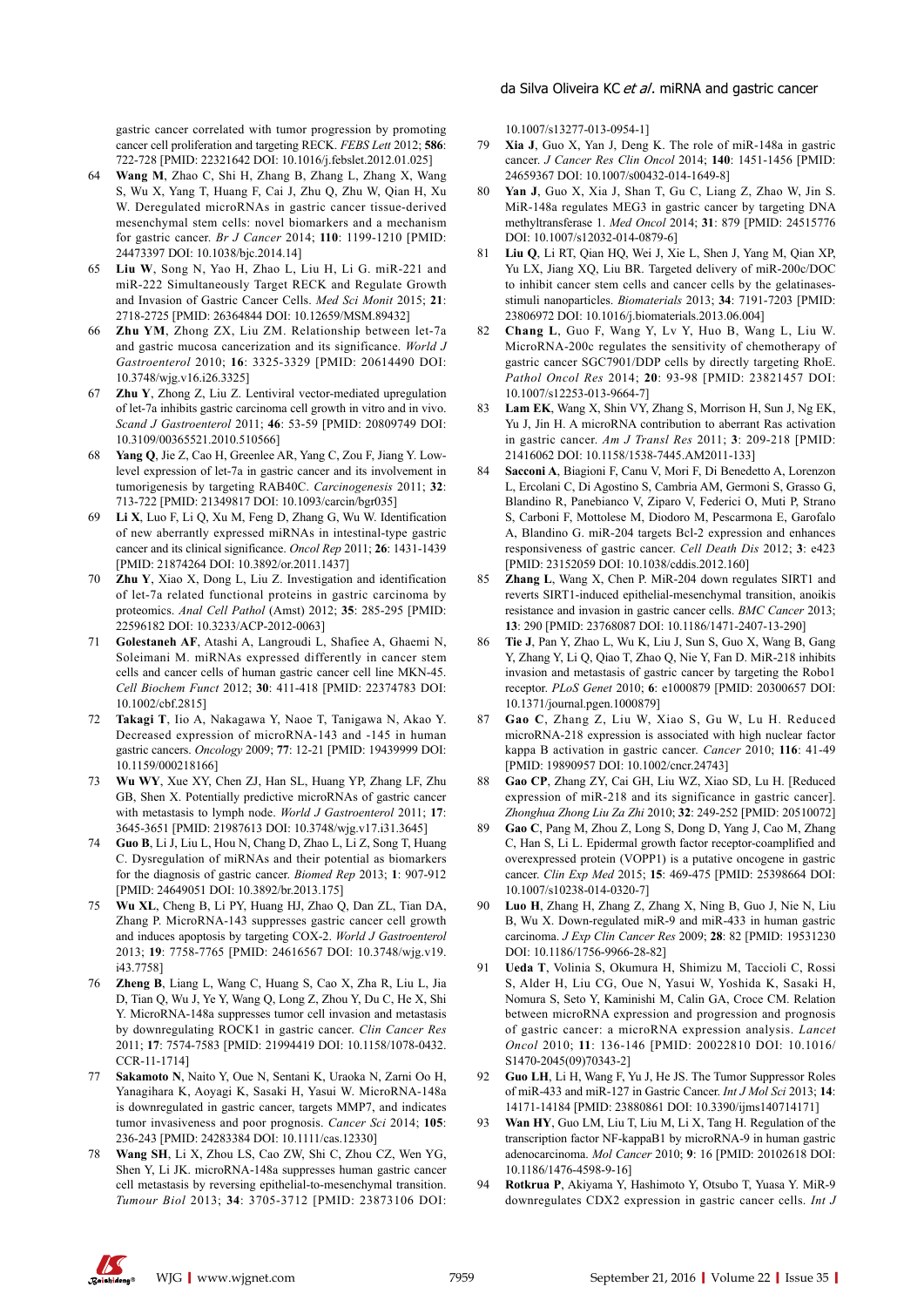gastric cancer correlated with tumor progression by promoting cancer cell proliferation and targeting RECK. *FEBS Lett* 2012; **586**: 722-728 [PMID: 22321642 DOI: 10.1016/j.febslet.2012.01.025]

64 **Wang M**, Zhao C, Shi H, Zhang B, Zhang L, Zhang X, Wang S, Wu X, Yang T, Huang F, Cai J, Zhu Q, Zhu W, Qian H, Xu W. Deregulated microRNAs in gastric cancer tissue-derived mesenchymal stem cells: novel biomarkers and a mechanism for gastric cancer. *Br J Cancer* 2014; **110**: 1199-1210 [PMID: 24473397 DOI: 10.1038/bjc.2014.14]

65 **Liu W**, Song N, Yao H, Zhao L, Liu H, Li G. miR-221 and miR-222 Simultaneously Target RECK and Regulate Growth and Invasion of Gastric Cancer Cells. *Med Sci Monit* 2015; **21**: 2718-2725 [PMID: 26364844 DOI: 10.12659/MSM.89432]

66 **Zhu YM**, Zhong ZX, Liu ZM. Relationship between let-7a and gastric mucosa cancerization and its significance. *World J Gastroenterol* 2010; **16**: 3325-3329 [PMID: 20614490 DOI: 10.3748/wjg.v16.i26.3325]

67 **Zhu Y**, Zhong Z, Liu Z. Lentiviral vector-mediated upregulation of let-7a inhibits gastric carcinoma cell growth in vitro and in vivo. *Scand J Gastroenterol* 2011; **46**: 53-59 [PMID: 20809749 DOI: 10.3109/00365521.2010.510566]

68 **Yang Q**, Jie Z, Cao H, Greenlee AR, Yang C, Zou F, Jiang Y. Low-level expression of let-7a in gastric cancer and its involvement in tumorigenesis by targeting RAB40C. *Carcinogenesis* 2011; **32**: 713-722 [PMID: 21349817 DOI: 10.1093/carcin/bgr035]

69 **Li X**, Luo F, Li Q, Xu M, Feng D, Zhang G, Wu W. Identification of new aberrantly expressed miRNAs in intestinal-type gastric cancer and its clinical significance. *Oncol Rep* 2011; **26**: 1431-1439 [PMID: 21874264 DOI: 10.3892/or.2011.1437]

70 **Zhu Y**, Xiao X, Dong L, Liu Z. Investigation and identification of let-7a related functional proteins in gastric carcinoma by proteomics. *Anal Cell Pathol* (Amst) 2012; **35**: 285-295 [PMID: 22596182 DOI: 10.3233/ACP-2012-0063]

71 **Golestaneh AF**, Atashi A, Langroudi L, Shafiee A, Ghaemi N, Soleimani M. miRNAs expressed differently in cancer stem cells and cancer cells of human gastric cancer cell line MKN-45. *Cell Biochem Funct* 2012; **30**: 411-418 [PMID: 22374783 DOI: 10.1002/cbf.2815]

72 **Takagi T**, Iio A, Nakagawa Y, Naoe T, Tanigawa N, Akao Y. Decreased expression of microRNA-143 and -145 in human gastric cancers. *Oncology* 2009; **77**: 12-21 [PMID: 19439999 DOI: 10.1159/000218166]

73 **Wu WY**, Xue XY, Chen ZJ, Han SL, Huang YP, Zhang LF, Zhu GB, Shen X. Potentially predictive microRNAs of gastric cancer with metastasis to lymph node. *World J Gastroenterol* 2011; **17**: 3645-3651 [PMID: 21987613 DOI: 10.3748/wjg.v17.i31.3645]

74 **Guo B**, Li J, Liu L, Hou N, Chang D, Zhao L, Li Z, Song T, Huang C. Dysregulation of miRNAs and their potential as biomarkers for the diagnosis of gastric cancer. *Biomed Rep* 2013; **1**: 907-912 [PMID: 24649051 DOI: 10.3892/br.2013.175]

75 **Wu XL**, Cheng B, Li PY, Huang HJ, Zhao Q, Dan ZL, Tian DA, Zhang P. MicroRNA-143 suppresses gastric cancer cell growth and induces apoptosis by targeting COX-2. *World J Gastroenterol* 2013; **19**: 7758-7765 [PMID: 24616567 DOI: 10.3748/wjg.v19.i43.7758]

76 **Zheng B**, Liang L, Wang C, Huang S, Cao X, Zha R, Liu L, Jia D, Tian Q, Wu J, Ye Y, Wang Q, Long Z, Zhou Y, Du C, He X, Shi Y. MicroRNA-148a suppresses tumor cell invasion and metastasis by downregulating ROCK1 in gastric cancer. *Clin Cancer Res* 2011; **17**: 7574-7583 [PMID: 21994419 DOI: 10.1158/1078-0432.CCR-11-1714]

77 **Sakamoto N**, Naito Y, Oue N, Sentani K, Uraoka N, Zarni Oo H, Yanagihara K, Aoyagi K, Sasaki H, Yasui W. MicroRNA-148a is downregulated in gastric cancer, targets MMP7, and indicates tumor invasiveness and poor prognosis. *Cancer Sci* 2014; **105**: 236-243 [PMID: 24283384 DOI: 10.1111/cas.12330]

78 **Wang SH**, Li X, Zhou LS, Cao ZW, Shi C, Zhou CZ, Wen YG, Shen Y, Li JK. microRNA-148a suppresses human gastric cancer cell metastasis by reversing epithelial-to-mesenchymal transition. *Tumour Biol* 2013; **34**: 3705-3712 [PMID: 23873106 DOI: 10.1007/s13277-013-0954-1]

79 **Xia J**, Guo X, Yan J, Deng K. The role of miR-148a in gastric cancer. *J Cancer Res Clin Oncol* 2014; **140**: 1451-1456 [PMID: 24659367 DOI: 10.1007/s00432-014-1649-8]

80 **Yan J**, Guo X, Xia J, Shan T, Gu C, Liang Z, Zhao W, Jin S. MiR-148a regulates MEG3 in gastric cancer by targeting DNA methyltransferase 1. *Med Oncol* 2014; **31**: 879 [PMID: 24515776 DOI: 10.1007/s12032-014-0879-6]

81 **Liu Q**, Li RT, Qian HQ, Wei J, Xie L, Shen J, Yang M, Qian XP, Yu LX, Jiang XQ, Liu BR. Targeted delivery of miR-200c/DOC to inhibit cancer stem cells and cancer cells by the gelatinases-stimuli nanoparticles. *Biomaterials* 2013; **34**: 7191-7203 [PMID: 23806972 DOI: 10.1016/j.biomaterials.2013.06.004]

82 **Chang L**, Guo F, Wang Y, Lv Y, Huo B, Wang L, Liu W. MicroRNA-200c regulates the sensitivity of chemotherapy of gastric cancer SGC7901/DDP cells by directly targeting RhoE. *Pathol Oncol Res* 2014; **20**: 93-98 [PMID: 23821457 DOI: 10.1007/s12253-013-9664-7]

83 **Lam EK**, Wang X, Shin VY, Zhang S, Morrison H, Sun J, Ng EK, Yu J, Jin H. A microRNA contribution to aberrant Ras activation in gastric cancer. *Am J Transl Res* 2011; **3**: 209-218 [PMID: 21416062 DOI: 10.1158/1538-7445.AM2011-133]

84 **Sacconi A**, Biagioni F, Canu V, Mori F, Di Benedetto A, Lorenzon L, Ercolani C, Di Agostino S, Cambria AM, Germoni S, Grasso G, Blandino R, Panebianco V, Ziparo V, Federici O, Muti P, Strano S, Carboni F, Mottolese M, Diodoro M, Pescarmona E, Garofalo A, Blandino G. miR-204 targets Bcl-2 expression and enhances responsiveness of gastric cancer. *Cell Death Dis* 2012; **3**: e423 [PMID: 23152059 DOI: 10.1038/cddis.2012.160]

85 **Zhang L**, Wang X, Chen P. MiR-204 down regulates SIRT1 and reverts SIRT1-induced epithelial-mesenchymal transition, anoikis resistance and invasion in gastric cancer cells. *BMC Cancer* 2013; **13**: 290 [PMID: 23768087 DOI: 10.1186/1471-2407-13-290]

86 **Tie J**, Pan Y, Zhao L, Wu K, Liu J, Sun S, Guo X, Wang B, Gang Y, Zhang Y, Li Q, Qiao T, Zhao Q, Nie Y, Fan D. MiR-218 inhibits invasion and metastasis of gastric cancer by targeting the Robo1 receptor. *PLoS Genet* 2010; **6**: e1000879 [PMID: 20300657 DOI: 10.1371/journal.pgen.1000879]

87 **Gao C**, Zhang Z, Liu W, Xiao S, Gu W, Lu H. Reduced microRNA-218 expression is associated with high nuclear factor kappa B activation in gastric cancer. *Cancer* 2010; **116**: 41-49 [PMID: 19890957 DOI: 10.1002/cncr.24743]

88 **Gao CP**, Zhang ZY, Cai GH, Liu WZ, Xiao SD, Lu H. [Reduced expression of miR-218 and its significance in gastric cancer]. *Zhonghua Zhong Liu Za Zhi* 2010; **32**: 249-252 [PMID: 20510072]

89 **Gao C**, Pang M, Zhou Z, Long S, Dong D, Yang J, Cao M, Zhang C, Han S, Li L. Epidermal growth factor receptor-coamplified and overexpressed protein (VOPP1) is a putative oncogene in gastric cancer. *Clin Exp Med* 2015; **15**: 469-475 [PMID: 25398664 DOI: 10.1007/s10238-014-0320-7]

90 **Luo H**, Zhang H, Zhang Z, Zhang X, Ning B, Guo J, Nie N, Liu B, Wu X. Down-regulated miR-9 and miR-433 in human gastric carcinoma. *J Exp Clin Cancer Res* 2009; **28**: 82 [PMID: 19531230 DOI: 10.1186/1756-9966-28-82]

91 **Ueda T**, Volinia S, Okumura H, Shimizu M, Taccioli C, Rossi S, Alder H, Liu CG, Oue N, Yasui W, Yoshida K, Sasaki H, Nomura S, Seto Y, Kaminishi M, Calin GA, Croce CM. Relation between microRNA expression and progression and prognosis of gastric cancer: a microRNA expression analysis. *Lancet Oncol* 2010; **11**: 136-146 [PMID: 20022810 DOI: 10.1016/S1470-2045(09)70343-2]

92 **Guo LH**, Li H, Wang F, Yu J, He JS. The Tumor Suppressor Roles of miR-433 and miR-127 in Gastric Cancer. *Int J Mol Sci* 2013; **14**: 14171-14184 [PMID: 23880861 DOI: 10.3390/ijms140714171]

93 **Wan HY**, Guo LM, Liu T, Liu M, Li X, Tang H. Regulation of the transcription factor NF-kappaB1 by microRNA-9 in human gastric adenocarcinoma. *Mol Cancer* 2010; **9**: 16 [PMID: 20102618 DOI: 10.1186/1476-4598-9-16]

94 **Rotkrua P**, Akiyama Y, Hashimoto Y, Otsubo T, Yuasa Y. MiR-9 downregulates CDX2 expression in gastric cancer cells. *Int J*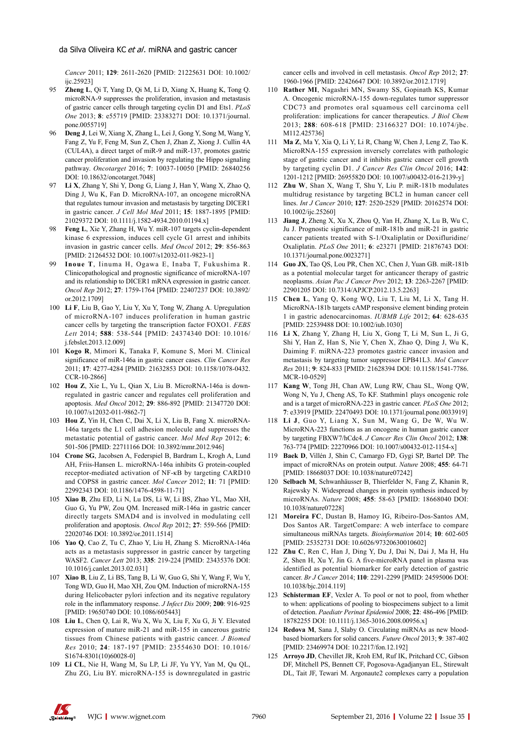*Cancer* 2011; **129**: 2611-2620 [PMID: 21225631 DOI: 10.1002/ijc.25923]

95 **Zheng L**, Qi T, Yang D, Qi M, Li D, Xiang X, Huang K, Tong Q. microRNA-9 suppresses the proliferation, invasion and metastasis of gastric cancer cells through targeting cyclin D1 and Ets1. *PLoS One* 2013; **8**: e55719 [PMID: 23383271 DOI: 10.1371/journal.pone.0055719]

96 **Deng J**, Lei W, Xiang X, Zhang L, Lei J, Gong Y, Song M, Wang Y, Fang Z, Yu F, Feng M, Sun Z, Chen J, Zhan Z, Xiong J. Cullin 4A (CUL4A), a direct target of miR-9 and miR-137, promotes gastric cancer proliferation and invasion by regulating the Hippo signaling pathway. *Oncotarget* 2016; **7**: 10037-10050 [PMID: 26840256 DOI: 10.18632/oncotarget.7048]

97 **Li X**, Zhang Y, Shi Y, Dong G, Liang J, Han Y, Wang X, Zhao Q, Ding J, Wu K, Fan D. MicroRNA-107, an oncogene microRNA that regulates tumour invasion and metastasis by targeting DICER1 in gastric cancer. *J Cell Mol Med* 2011; **15**: 1887-1895 [PMID: 21029372 DOI: 10.1111/j.1582-4934.2010.01194.x]

98 **Feng L**, Xie Y, Zhang H, Wu Y. miR-107 targets cyclin-dependent kinase 6 expression, induces cell cycle G1 arrest and inhibits invasion in gastric cancer cells. *Med Oncol* 2012; **29**: 856-863 [PMID: 21264532 DOI: 10.1007/s12032-011-9823-1]

99 **Inoue T**, Iinuma H, Ogawa E, Inaba T, Fukushima R. Clinicopathological and prognostic significance of microRNA-107 and its relationship to DICER1 mRNA expression in gastric cancer. *Oncol Rep* 2012; **27**: 1759-1764 [PMID: 22407237 DOI: 10.3892/or.2012.1709]

100 **Li F**, Liu B, Gao Y, Liu Y, Xu Y, Tong W, Zhang A. Upregulation of microRNA-107 induces proliferation in human gastric cancer cells by targeting the transcription factor FOXO1. *FEBS Lett* 2014; **588**: 538-544 [PMID: 24374340 DOI: 10.1016/j.febslet.2013.12.009]

101 **Kogo R**, Mimori K, Tanaka F, Komune S, Mori M. Clinical significance of miR-146a in gastric cancer cases. *Clin Cancer Res* 2011; **17**: 4277-4284 [PMID: 21632853 DOI: 10.1158/1078-0432.CCR-10-2866]

102 **Hou Z**, Xie L, Yu L, Qian X, Liu B. MicroRNA-146a is down-regulated in gastric cancer and regulates cell proliferation and apoptosis. *Med Oncol* 2012; **29**: 886-892 [PMID: 21347720 DOI: 10.1007/s12032-011-9862-7]

103 **Hou Z**, Yin H, Chen C, Dai X, Li X, Liu B, Fang X. microRNA-146a targets the L1 cell adhesion molecule and suppresses the metastatic potential of gastric cancer. *Mol Med Rep* 2012; **6**: 501-506 [PMID: 22711166 DOI: 10.3892/mmr.2012.946]

104 **Crone SG**, Jacobsen A, Federspiel B, Bardram L, Krogh A, Lund AH, Friis-Hansen L. microRNA-146a inhibits G protein-coupled receptor-mediated activation of NF-κB by targeting CARD10 and COPS8 in gastric cancer. *Mol Cancer* 2012; **11**: 71 [PMID: 22992343 DOI: 10.1186/1476-4598-11-71]

105 **Xiao B**, Zhu ED, Li N, Lu DS, Li W, Li BS, Zhao YL, Mao XH, Guo G, Yu PW, Zou QM. Increased miR-146a in gastric cancer directly targets SMAD4 and is involved in modulating cell proliferation and apoptosis. *Oncol Rep* 2012; **27**: 559-566 [PMID: 22020746 DOI: 10.3892/or.2011.1514]

106 **Yao Q**, Cao Z, Tu C, Zhao Y, Liu H, Zhang S. MicroRNA-146a acts as a metastasis suppressor in gastric cancer by targeting WASF2. *Cancer Lett* 2013; **335**: 219-224 [PMID: 23435376 DOI: 10.1016/j.canlet.2013.02.031]

107 **Xiao B**, Liu Z, Li BS, Tang B, Li W, Guo G, Shi Y, Wang F, Wu Y, Tong WD, Guo H, Mao XH, Zou QM. Induction of microRNA-155 during Helicobacter pylori infection and its negative regulatory role in the inflammatory response. *J Infect Dis* 2009; **200**: 916-925 [PMID: 19650740 DOI: 10.1086/605443]

108 **Liu L**, Chen Q, Lai R, Wu X, Wu X, Liu F, Xu G, Ji Y. Elevated expression of mature miR-21 and miR-155 in cancerous gastric tissues from Chinese patients with gastric cancer. *J Biomed Res* 2010; **24**: 187-197 [PMID: 23554630 DOI: 10.1016/S1674-8301(10)60028-0]

109 **Li CL**, Nie H, Wang M, Su LP, Li JF, Yu YY, Yan M, Qu QL, Zhu ZG, Liu BY. microRNA-155 is downregulated in gastric cancer cells and involved in cell metastasis. *Oncol Rep* 2012; **27**: 1960-1966 [PMID: 22426647 DOI: 10.3892/or.2012.1719]

110 **Rather MI**, Nagashri MN, Swamy SS, Gopinath KS, Kumar A. Oncogenic microRNA-155 down-regulates tumor suppressor CDC73 and promotes oral squamous cell carcinoma cell proliferation: implications for cancer therapeutics. *J Biol Chem* 2013; **288**: 608-618 [PMID: 23166327 DOI: 10.1074/jbc.M112.425736]

111 **Ma Z**, Ma Y, Xia Q, Li Y, Li R, Chang W, Chen J, Leng Z, Tao K. MicroRNA-155 expression inversely correlates with pathologic stage of gastric cancer and it inhibits gastric cancer cell growth by targeting cyclin D1. *J Cancer Res Clin Oncol* 2016; **142**: 1201-1212 [PMID: 26955820 DOI: 10.1007/s00432-016-2139-y]

112 **Zhu W**, Shan X, Wang T, Shu Y, Liu P. miR-181b modulates multidrug resistance by targeting BCL2 in human cancer cell lines. *Int J Cancer* 2010; **127**: 2520-2529 [PMID: 20162574 DOI: 10.1002/ijc.25260]

113 **Jiang J**, Zheng X, Xu X, Zhou Q, Yan H, Zhang X, Lu B, Wu C, Ju J. Prognostic significance of miR-181b and miR-21 in gastric cancer patients treated with S-1/Oxaliplatin or Doxifluridine/Oxaliplatin. *PLoS One* 2011; **6**: e23271 [PMID: 21876743 DOI: 10.1371/journal.pone.0023271]

114 **Guo JX**, Tao QS, Lou PR, Chen XC, Chen J, Yuan GB. miR-181b as a potential molecular target for anticancer therapy of gastric neoplasms. *Asian Pac J Cancer Prev* 2012; **13**: 2263-2267 [PMID: 22901205 DOI: 10.7314/APJCP.2012.13.5.2263]

115 **Chen L**, Yang Q, Kong WQ, Liu T, Liu M, Li X, Tang H. MicroRNA-181b targets cAMP responsive element binding protein 1 in gastric adenocarcinomas. *IUBMB Life* 2012; **64**: 628-635 [PMID: 22539488 DOI: 10.1002/iub.1030]

116 **Li X**, Zhang Y, Zhang H, Liu X, Gong T, Li M, Sun L, Ji G, Shi Y, Han Z, Han S, Nie Y, Chen X, Zhao Q, Ding J, Wu K, Daiming F. miRNA-223 promotes gastric cancer invasion and metastasis by targeting tumor suppressor EPB41L3. *Mol Cancer Res* 2011; **9**: 824-833 [PMID: 21628394 DOI: 10.1158/1541-7786.MCR-10-0529]

117 **Kang W**, Tong JH, Chan AW, Lung RW, Chau SL, Wong QW, Wong N, Yu J, Cheng AS, To KF. Stathmin1 plays oncogenic role and is a target of microRNA-223 in gastric cancer. *PLoS One* 2012; **7**: e33919 [PMID: 22470493 DOI: 10.1371/journal.pone.0033919]

118 **Li J**, Guo Y, Liang X, Sun M, Wang G, De W, Wu W. MicroRNA-223 functions as an oncogene in human gastric cancer by targeting FBXW7/hCdc4. *J Cancer Res Clin Oncol* 2012; **138**: 763-774 [PMID: 22270966 DOI: 10.1007/s00432-012-1154-x]

119 **Baek D**, Villén J, Shin C, Camargo FD, Gygi SP, Bartel DP. The impact of microRNAs on protein output. *Nature* 2008; **455**: 64-71 [PMID: 18668037 DOI: 10.1038/nature07242]

120 **Selbach M**, Schwanhäusser B, Thierfelder N, Fang Z, Khanin R, Rajewsky N. Widespread changes in protein synthesis induced by microRNAs. *Nature* 2008; **455**: 58-63 [PMID: 18668040 DOI: 10.1038/nature07228]

121 **Moreira FC**, Dustan B, Hamoy IG, Ribeiro-Dos-Santos AM, Dos Santos AR. TargetCompare: A web interface to compare simultaneous miRNAs targets. *Bioinformation* 2014; **10**: 602-605 [PMID: 25352731 DOI: 10.6026/97320630010602]

122 **Zhu C**, Ren C, Han J, Ding Y, Du J, Dai N, Dai J, Ma H, Hu Z, Shen H, Xu Y, Jin G. A five-microRNA panel in plasma was identified as potential biomarker for early detection of gastric cancer. *Br J Cancer* 2014; **110**: 2291-2299 [PMID: 24595006 DOI: 10.1038/bjc.2014.119]

123 **Schisterman EF**, Vexler A. To pool or not to pool, from whether to when: applications of pooling to biospecimens subject to a limit of detection. *Paediatr Perinat Epidemiol* 2008; **22**: 486-496 [PMID: 18782255 DOI: 10.1111/j.1365-3016.2008.00956.x]

124 **Redova M**, Sana J, Slaby O. Circulating miRNAs as new blood-based biomarkers for solid cancers. *Future Oncol* 2013; **9**: 387-402 [PMID: 23469974 DOI: 10.2217/fon.12.192]

125 **Arroyo JD**, Chevillet JR, Kroh EM, Ruf IK, Pritchard CC, Gibson DF, Mitchell PS, Bennett CF, Pogosova-Agadjanyan EL, Stirewalt DL, Tait JF, Tewari M. Argonaute2 complexes carry a population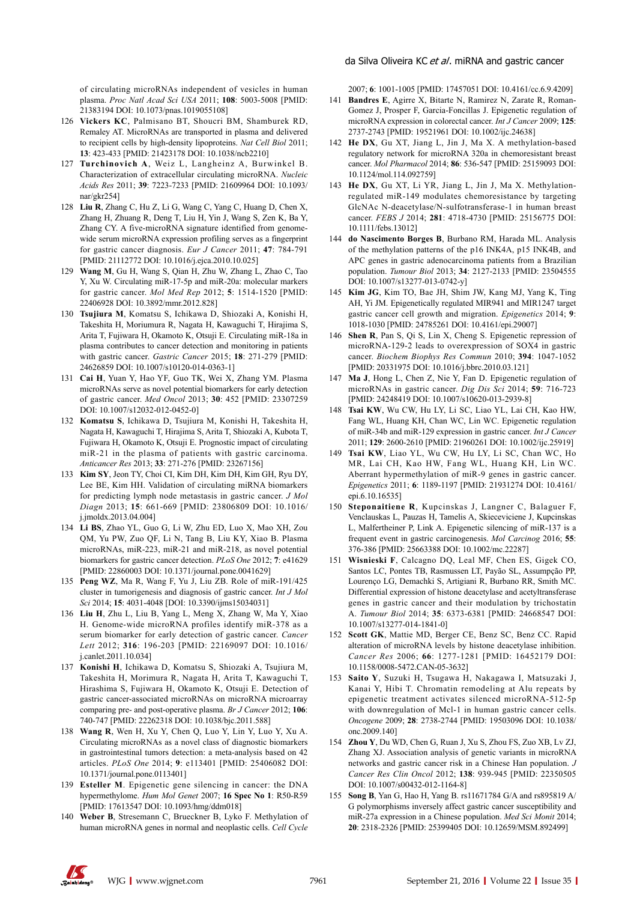of circulating microRNAs independent of vesicles in human plasma. *Proc Natl Acad Sci USA* 2011; **108**: 5003-5008 [PMID: 21383194 DOI: 10.1073/pnas.1019055108]

126 **Vickers KC**, Palmisano BT, Shoucri BM, Shamburek RD, Remaley AT. MicroRNAs are transported in plasma and delivered to recipient cells by high-density lipoproteins. *Nat Cell Biol* 2011; **13**: 423-433 [PMID: 21423178 DOI: 10.1038/ncb2210]

127 **Turchinovich A**, Weiz L, Langheinz A, Burwinkel B. Characterization of extracellular circulating microRNA. *Nucleic Acids Res* 2011; **39**: 7223-7233 [PMID: 21609964 DOI: 10.1093/nar/gkr254]

128 **Liu R**, Zhang C, Hu Z, Li G, Wang C, Yang C, Huang D, Chen X, Zhang H, Zhuang R, Deng T, Liu H, Yin J, Wang S, Zen K, Ba Y, Zhang CY. A five-microRNA signature identified from genome-wide serum microRNA expression profiling serves as a fingerprint for gastric cancer diagnosis. *Eur J Cancer* 2011; **47**: 784-791 [PMID: 21112772 DOI: 10.1016/j.ejca.2010.10.025]

129 **Wang M**, Gu H, Wang S, Qian H, Zhu W, Zhang L, Zhao C, Tao Y, Xu W. Circulating miR-17-5p and miR-20a: molecular markers for gastric cancer. *Mol Med Rep* 2012; **5**: 1514-1520 [PMID: 22406928 DOI: 10.3892/mmr.2012.828]

130 **Tsujiura M**, Komatsu S, Ichikawa D, Shiozaki A, Konishi H, Takeshita H, Moriumura R, Nagata H, Kawaguchi T, Hirajima S, Arita T, Fujiwara H, Okamoto K, Otsuji E. Circulating miR-18a in plasma contributes to cancer detection and monitoring in patients with gastric cancer. *Gastric Cancer* 2015; **18**: 271-279 [PMID: 24626859 DOI: 10.1007/s10120-014-0363-1]

131 **Cai H**, Yuan Y, Hao YF, Guo TK, Wei X, Zhang YM. Plasma microRNAs serve as novel potential biomarkers for early detection of gastric cancer. *Med Oncol* 2013; **30**: 452 [PMID: 23307259 DOI: 10.1007/s12032-012-0452-0]

132 **Komatsu S**, Ichikawa D, Tsujiura M, Konishi H, Takeshita H, Nagata H, Kawaguchi T, Hirajima S, Arita T, Shiozaki A, Kubota T, Fujiwara H, Okamoto K, Otsuji E. Prognostic impact of circulating miR-21 in the plasma of patients with gastric carcinoma. *Anticancer Res* 2013; **33**: 271-276 [PMID: 23267156]

133 **Kim SY**, Jeon TY, Choi CI, Kim DH, Kim DH, Kim GH, Ryu DY, Lee BE, Kim HH. Validation of circulating miRNA biomarkers for predicting lymph node metastasis in gastric cancer. *J Mol Diagn* 2013; **15**: 661-669 [PMID: 23806809 DOI: 10.1016/j.jmoldx.2013.04.004]

134 **Li BS**, Zhao YL, Guo G, Li W, Zhu ED, Luo X, Mao XH, Zou QM, Yu PW, Zuo QF, Li N, Tang B, Liu KY, Xiao B. Plasma microRNAs, miR-223, miR-21 and miR-218, as novel potential biomarkers for gastric cancer detection. *PLoS One* 2012; **7**: e41629 [PMID: 22860003 DOI: 10.1371/journal.pone.0041629]

135 **Peng WZ**, Ma R, Wang F, Yu J, Liu ZB. Role of miR-191/425 cluster in tumorigenesis and diagnosis of gastric cancer. *Int J Mol Sci* 2014; **15**: 4031-4048 [DOI: 10.3390/ijms15034031]

136 **Liu H**, Zhu L, Liu B, Yang L, Meng X, Zhang W, Ma Y, Xiao H. Genome-wide microRNA profiles identify miR-378 as a serum biomarker for early detection of gastric cancer. *Cancer Lett* 2012; **316**: 196-203 [PMID: 22169097 DOI: 10.1016/j.canlet.2011.10.034]

137 **Konishi H**, Ichikawa D, Komatsu S, Shiozaki A, Tsujiura M, Takeshita H, Morimura R, Nagata H, Arita T, Kawaguchi T, Hirashima S, Fujiwara H, Okamoto K, Otsuji E. Detection of gastric cancer-associated microRNAs on microRNA microarray comparing pre- and post-operative plasma. *Br J Cancer* 2012; **106**: 740-747 [PMID: 22262318 DOI: 10.1038/bjc.2011.588]

138 **Wang R**, Wen H, Xu Y, Chen Q, Luo Y, Lin Y, Luo Y, Xu A. Circulating microRNAs as a novel class of diagnostic biomarkers in gastrointestinal tumors detection: a meta-analysis based on 42 articles. *PLoS One* 2014; **9**: e113401 [PMID: 25406082 DOI: 10.1371/journal.pone.0113401]

139 **Esteller M**. Epigenetic gene silencing in cancer: the DNA hypermethylome. *Hum Mol Genet* 2007; **16 Spec No 1**: R50-R59 [PMID: 17613547 DOI: 10.1093/hmg/ddm018]

140 **Weber B**, Stresemann C, Brueckner B, Lyko F. Methylation of human microRNA genes in normal and neoplastic cells. *Cell Cycle* 2007; **6**: 1001-1005 [PMID: 17457051 DOI: 10.4161/cc.6.9.4209]

141 **Bandres E**, Agirre X, Bitarte N, Ramirez N, Zarate R, Roman-Gomez J, Prosper F, Garcia-Foncillas J. Epigenetic regulation of microRNA expression in colorectal cancer. *Int J Cancer* 2009; **125**: 2737-2743 [PMID: 19521961 DOI: 10.1002/ijc.24638]

142 **He DX**, Gu XT, Jiang L, Jin J, Ma X. A methylation-based regulatory network for microRNA 320a in chemoresistant breast cancer. *Mol Pharmacol* 2014; **86**: 536-547 [PMID: 25159093 DOI: 10.1124/mol.114.092759]

143 **He DX**, Gu XT, Li YR, Jiang L, Jin J, Ma X. Methylation-regulated miR-149 modulates chemoresistance by targeting GlcNAc N-deacetylase/N-sulfotransferase-1 in human breast cancer. *FEBS J* 2014; **281**: 4718-4730 [PMID: 25156775 DOI: 10.1111/febs.13012]

144 **do Nascimento Borges B**, Burbano RM, Harada ML. Analysis of the methylation patterns of the p16 INK4A, p15 INK4B, and APC genes in gastric adenocarcinoma patients from a Brazilian population. *Tumour Biol* 2013; **34**: 2127-2133 [PMID: 23504555 DOI: 10.1007/s13277-013-0742-y]

145 **Kim JG**, Kim TO, Bae JH, Shim JW, Kang MJ, Yang K, Ting AH, Yi JM. Epigenetically regulated MIR941 and MIR1247 target gastric cancer cell growth and migration. *Epigenetics* 2014; **9**: 1018-1030 [PMID: 24785261 DOI: 10.4161/epi.29007]

146 **Shen R**, Pan S, Qi S, Lin X, Cheng S. Epigenetic repression of microRNA-129-2 leads to overexpression of SOX4 in gastric cancer. *Biochem Biophys Res Commun* 2010; **394**: 1047-1052 [PMID: 20331975 DOI: 10.1016/j.bbrc.2010.03.121]

147 **Ma J**, Hong L, Chen Z, Nie Y, Fan D. Epigenetic regulation of microRNAs in gastric cancer. *Dig Dis Sci* 2014; **59**: 716-723 [PMID: 24248419 DOI: 10.1007/s10620-013-2939-8]

148 **Tsai KW**, Wu CW, Hu LY, Li SC, Liao YL, Lai CH, Kao HW, Fang WL, Huang KH, Chan WC, Lin WC. Epigenetic regulation of miR-34b and miR-129 expression in gastric cancer. *Int J Cancer* 2011; **129**: 2600-2610 [PMID: 21960261 DOI: 10.1002/ijc.25919]

149 **Tsai KW**, Liao YL, Wu CW, Hu LY, Li SC, Chan WC, Ho MR, Lai CH, Kao HW, Fang WL, Huang KH, Lin WC. Aberrant hypermethylation of miR-9 genes in gastric cancer. *Epigenetics* 2011; **6**: 1189-1197 [PMID: 21931274 DOI: 10.4161/epi.6.10.16535]

150 **Steponaitiene R**, Kupcinskas J, Langner C, Balaguer F, Venclauskas L, Pauzas H, Tamelis A, Skieceviciene J, Kupcinskas L, Malfertheiner P, Link A. Epigenetic silencing of miR-137 is a frequent event in gastric carcinogenesis. *Mol Carcinog* 2016; **55**: 376-386 [PMID: 25663388 DOI: 10.1002/mc.22287]

151 **Wisnieski F**, Calcagno DQ, Leal MF, Chen ES, Gigek CO, Santos LC, Pontes TB, Rasmussen LT, Payão SL, Assumpção PP, Lourenço LG, Demachki S, Artigiani R, Burbano RR, Smith MC. Differential expression of histone deacetylase and acetyltransferase genes in gastric cancer and their modulation by trichostatin A. *Tumour Biol* 2014; **35**: 6373-6381 [PMID: 24668547 DOI: 10.1007/s13277-014-1841-0]

152 **Scott GK**, Mattie MD, Berger CE, Benz SC, Benz CC. Rapid alteration of microRNA levels by histone deacetylase inhibition. *Cancer Res* 2006; **66**: 1277-1281 [PMID: 16452179 DOI: 10.1158/0008-5472.CAN-05-3632]

153 **Saito Y**, Suzuki H, Tsugawa H, Nakagawa I, Matsuzaki J, Kanai Y, Hibi T. Chromatin remodeling at Alu repeats by epigenetic treatment activates silenced microRNA-512-5p with downregulation of Mcl-1 in human gastric cancer cells. *Oncogene* 2009; **28**: 2738-2744 [PMID: 19503096 DOI: 10.1038/onc.2009.140]

154 **Zhou Y**, Du WD, Chen G, Ruan J, Xu S, Zhou FS, Zuo XB, Lv ZJ, Zhang XJ. Association analysis of genetic variants in microRNA networks and gastric cancer risk in a Chinese Han population. *J Cancer Res Clin Oncol* 2012; **138**: 939-945 [PMID: 22350505 DOI: 10.1007/s00432-012-1164-8]

155 **Song B**, Yan G, Hao H, Yang B. rs11671784 G/A and rs895819 A/G polymorphisms inversely affect gastric cancer susceptibility and miR-27a expression in a Chinese population. *Med Sci Monit* 2014; **20**: 2318-2326 [PMID: 25399405 DOI: 10.12659/MSM.892499]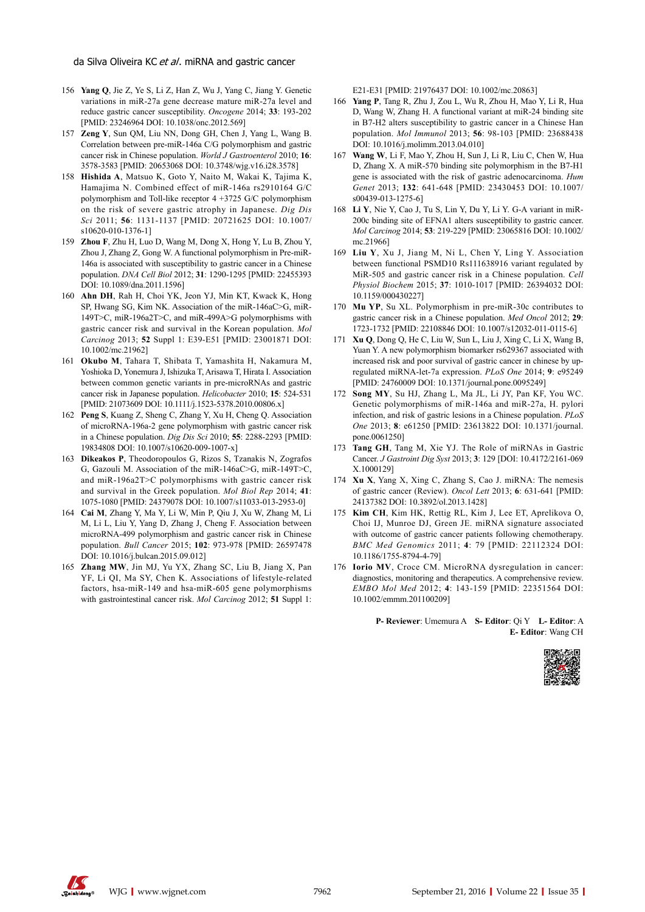156 **Yang Q**, Jie Z, Ye S, Li Z, Han Z, Wu J, Yang C, Jiang Y. Genetic variations in miR-27a gene decrease mature miR-27a level and reduce gastric cancer susceptibility. *Oncogene* 2014; **33**: 193-202 [PMID: 23246964 DOI: 10.1038/onc.2012.569]

157 **Zeng Y**, Sun QM, Liu NN, Dong GH, Chen J, Yang L, Wang B. Correlation between pre-miR-146a C/G polymorphism and gastric cancer risk in Chinese population. *World J Gastroenterol* 2010; **16**: 3578-3583 [PMID: 20653068 DOI: 10.3748/wjg.v16.i28.3578]

158 **Hishida A**, Matsuo K, Goto Y, Naito M, Wakai K, Tajima K, Hamajima N. Combined effect of miR-146a rs2910164 G/C polymorphism and Toll-like receptor 4 +3725 G/C polymorphism on the risk of severe gastric atrophy in Japanese. *Dig Dis Sci* 2011; **56**: 1131-1137 [PMID: 20721625 DOI: 10.1007/s10620-010-1376-1]

159 **Zhou F**, Zhu H, Luo D, Wang M, Dong X, Hong Y, Lu B, Zhou Y, Zhou J, Zhang Z, Gong W. A functional polymorphism in Pre-miR-146a is associated with susceptibility to gastric cancer in a Chinese population. *DNA Cell Biol* 2012; **31**: 1290-1295 [PMID: 22455393 DOI: 10.1089/dna.2011.1596]

160 **Ahn DH**, Rah H, Choi YK, Jeon YJ, Min KT, Kwack K, Hong SP, Hwang SG, Kim NK. Association of the miR-146aC>G, miR-149T>C, miR-196a2T>C, and miR-499A>G polymorphisms with gastric cancer risk and survival in the Korean population. *Mol Carcinog* 2013; **52** Suppl 1: E39-E51 [PMID: 23001871 DOI: 10.1002/mc.21962]

161 **Okubo M**, Tahara T, Shibata T, Yamashita H, Nakamura M, Yoshioka D, Yonemura J, Ishizuka T, Arisawa T, Hirata I. Association between common genetic variants in pre-microRNAs and gastric cancer risk in Japanese population. *Helicobacter* 2010; **15**: 524-531 [PMID: 21073609 DOI: 10.1111/j.1523-5378.2010.00806.x]

162 **Peng S**, Kuang Z, Sheng C, Zhang Y, Xu H, Cheng Q. Association of microRNA-196a-2 gene polymorphism with gastric cancer risk in a Chinese population. *Dig Dis Sci* 2010; **55**: 2288-2293 [PMID: 19834808 DOI: 10.1007/s10620-009-1007-x]

163 **Dikeakos P**, Theodoropoulos G, Rizos S, Tzanakis N, Zografos G, Gazouli M. Association of the miR-146aC>G, miR-149T>C, and miR-196a2T>C polymorphisms with gastric cancer risk and survival in the Greek population. *Mol Biol Rep* 2014; **41**: 1075-1080 [PMID: 24379078 DOI: 10.1007/s11033-013-2953-0]

164 **Cai M**, Zhang Y, Ma Y, Li W, Min P, Qiu J, Xu W, Zhang M, Li M, Li L, Liu Y, Yang D, Zhang J, Cheng F. Association between microRNA-499 polymorphism and gastric cancer risk in Chinese population. *Bull Cancer* 2015; **102**: 973-978 [PMID: 26597478 DOI: 10.1016/j.bulcan.2015.09.012]

165 **Zhang MW**, Jin MJ, Yu YX, Zhang SC, Liu B, Jiang X, Pan YF, Li QI, Ma SY, Chen K. Associations of lifestyle-related factors, hsa-miR-149 and hsa-miR-605 gene polymorphisms with gastrointestinal cancer risk. *Mol Carcinog* 2012; **51** Suppl 1: E21-E31 [PMID: 21976437 DOI: 10.1002/mc.20863]

166 **Yang P**, Tang R, Zhu J, Zou L, Wu R, Zhou H, Mao Y, Li R, Hua D, Wang W, Zhang H. A functional variant at miR-24 binding site in B7-H2 alters susceptibility to gastric cancer in a Chinese Han population. *Mol Immunol* 2013; **56**: 98-103 [PMID: 23688438 DOI: 10.1016/j.molimm.2013.04.010]

167 **Wang W**, Li F, Mao Y, Zhou H, Sun J, Li R, Liu C, Chen W, Hua D, Zhang X. A miR-570 binding site polymorphism in the B7-H1 gene is associated with the risk of gastric adenocarcinoma. *Hum Genet* 2013; **132**: 641-648 [PMID: 23430453 DOI: 10.1007/s00439-013-1275-6]

168 **Li Y**, Nie Y, Cao J, Tu S, Lin Y, Du Y, Li Y. G-A variant in miR-200c binding site of EFNA1 alters susceptibility to gastric cancer. *Mol Carcinog* 2014; **53**: 219-229 [PMID: 23065816 DOI: 10.1002/mc.21966]

169 **Liu Y**, Xu J, Jiang M, Ni L, Chen Y, Ling Y. Association between functional PSMD10 Rs111638916 variant regulated by MiR-505 and gastric cancer risk in a Chinese population. *Cell Physiol Biochem* 2015; **37**: 1010-1017 [PMID: 26394032 DOI: 10.1159/000430227]

170 **Mu YP**, Su XL. Polymorphism in pre-miR-30c contributes to gastric cancer risk in a Chinese population. *Med Oncol* 2012; **29**: 1723-1732 [PMID: 22108846 DOI: 10.1007/s12032-011-0115-6]

171 **Xu Q**, Dong Q, He C, Liu W, Sun L, Liu J, Xing C, Li X, Wang B, Yuan Y. A new polymorphism biomarker rs629367 associated with increased risk and poor survival of gastric cancer in chinese by up-regulated miRNA-let-7a expression. *PLoS One* 2014; **9**: e95249 [PMID: 24760009 DOI: 10.1371/journal.pone.0095249]

172 **Song MY**, Su HJ, Zhang L, Ma JL, Li JY, Pan KF, You WC. Genetic polymorphisms of miR-146a and miR-27a, H. pylori infection, and risk of gastric lesions in a Chinese population. *PLoS One* 2013; **8**: e61250 [PMID: 23613822 DOI: 10.1371/journal.pone.0061250]

173 **Tang GH**, Tang M, Xie YJ. The Role of miRNAs in Gastric Cancer. *J Gastroint Dig Syst* 2013; **3**: 129 [DOI: 10.4172/2161-069X.1000129]

174 **Xu X**, Yang X, Xing C, Zhang S, Cao J. miRNA: The nemesis of gastric cancer (Review). *Oncol Lett* 2013; **6**: 631-641 [PMID: 24137382 DOI: 10.3892/ol.2013.1428]

175 **Kim CH**, Kim HK, Rettig RL, Kim J, Lee ET, Aprelikova O, Choi IJ, Munroe DJ, Green JE. miRNA signature associated with outcome of gastric cancer patients following chemotherapy. *BMC Med Genomics* 2011; **4**: 79 [PMID: 22112324 DOI: 10.1186/1755-8794-4-79]

176 **Iorio MV**, Croce CM. MicroRNA dysregulation in cancer: diagnostics, monitoring and therapeutics. A comprehensive review. *EMBO Mol Med* 2012; **4**: 143-159 [PMID: 22351564 DOI: 10.1002/emmm.201100209]

**P- Reviewer**: Umemura A **S- Editor**: Qi Y **L- Editor**: A
**E- Editor**: Wang CH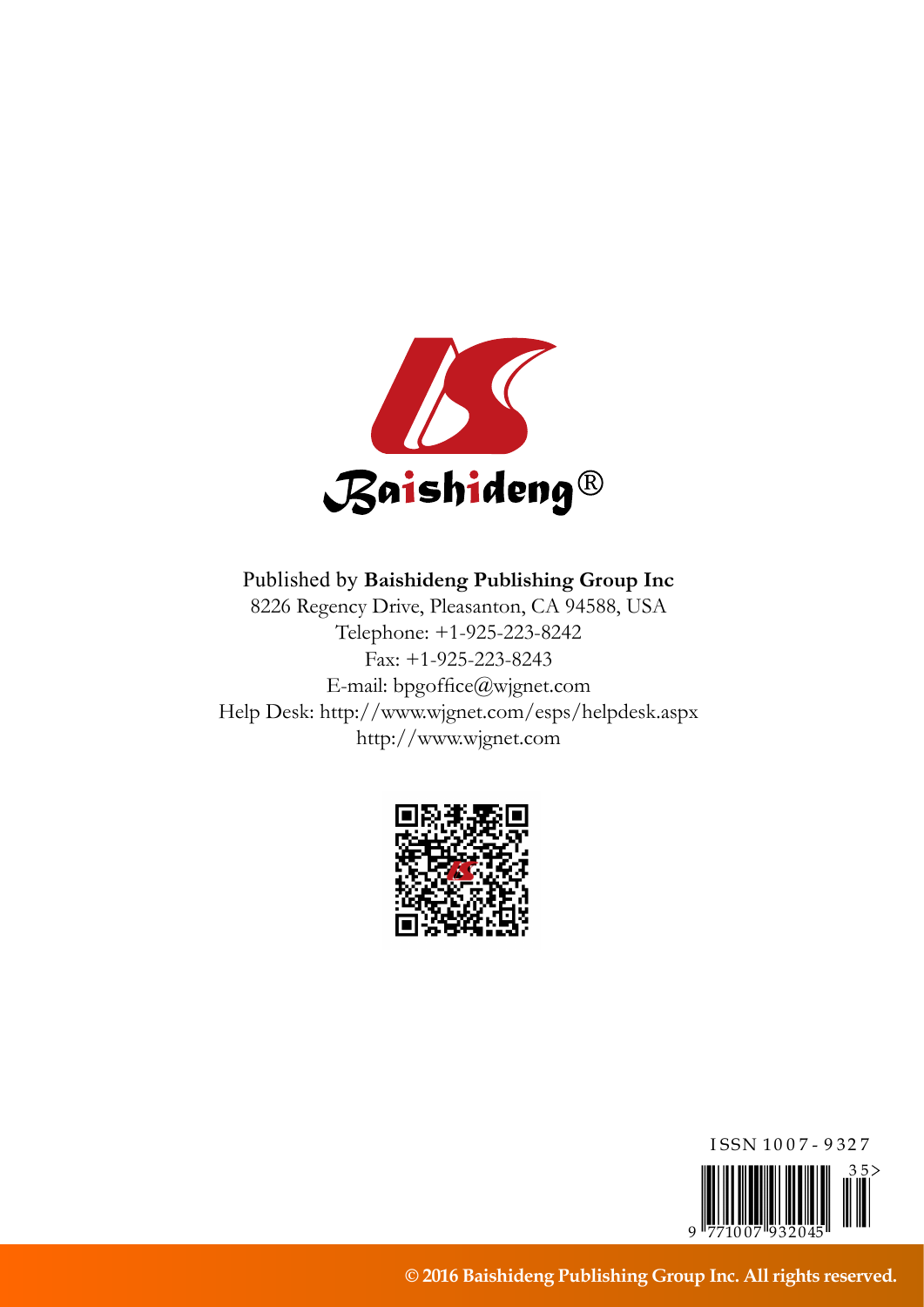Baishideng®

Published by **Baishideng Publishing Group Inc**

8226 Regency Drive, Pleasanton, CA 94588, USA

Telephone: +1-925-223-8242

Fax: +1-925-223-8243

E-mail: bpgoffice@wjgnet.com

Help Desk: http://www.wjgnet.com/esps/helpdesk.aspx

http://www.wjgnet.com

ISSN 1007-9327

35>

9 771007 932045

**© 2016 Baishideng Publishing Group Inc. All rights reserved.**